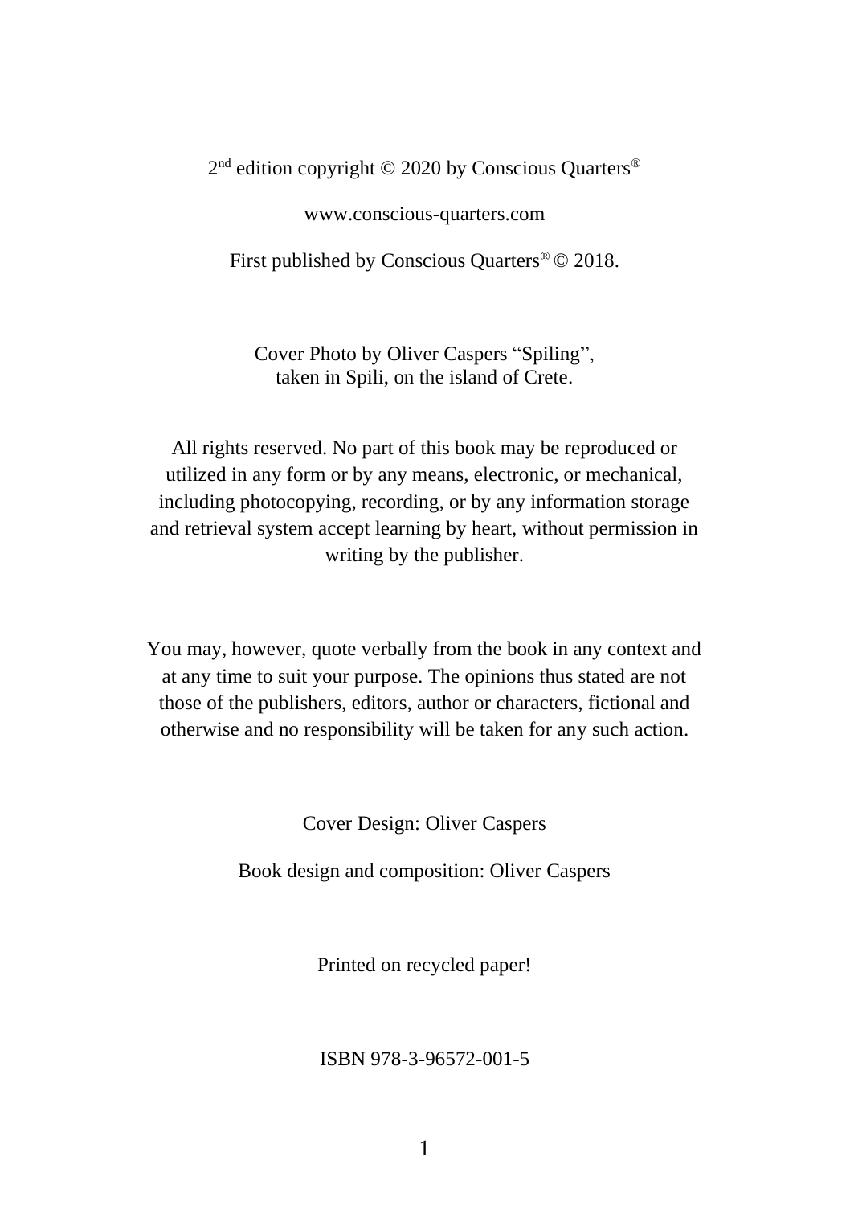2nd edition copyright © 2020 by Conscious Quarters®

www.conscious-quarters.com

First published by Conscious Quarters® © 2018.

Cover Photo by Oliver Caspers "Spiling",
taken in Spili, on the island of Crete.

All rights reserved. No part of this book may be reproduced or utilized in any form or by any means, electronic, or mechanical, including photocopying, recording, or by any information storage and retrieval system accept learning by heart, without permission in writing by the publisher.

You may, however, quote verbally from the book in any context and at any time to suit your purpose. The opinions thus stated are not those of the publishers, editors, author or characters, fictional and otherwise and no responsibility will be taken for any such action.

Cover Design: Oliver Caspers

Book design and composition: Oliver Caspers

Printed on recycled paper!

ISBN 978-3-96572-001-5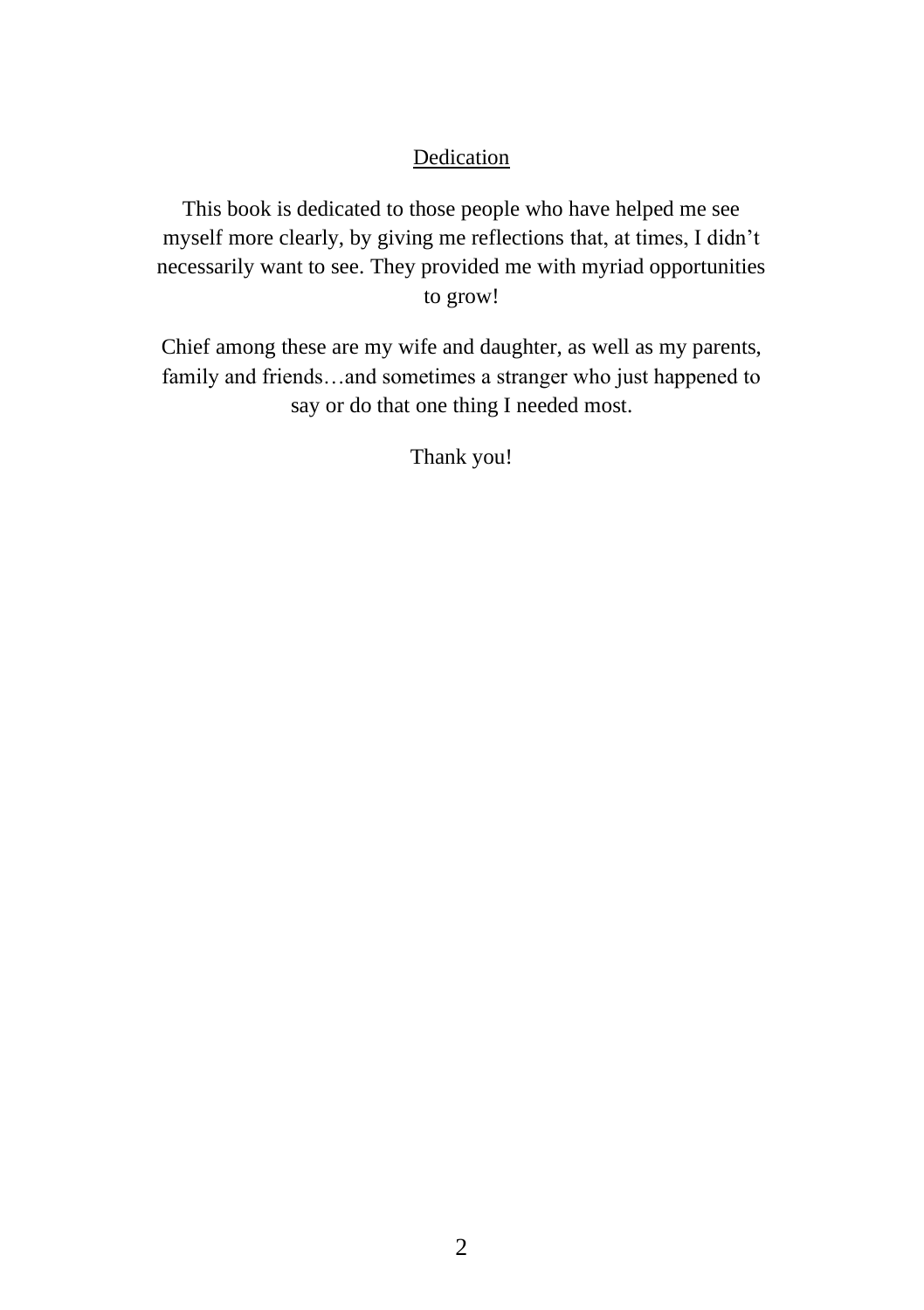# Dedication

This book is dedicated to those people who have helped me see myself more clearly, by giving me reflections that, at times, I didn't necessarily want to see. They provided me with myriad opportunities to grow!

Chief among these are my wife and daughter, as well as my parents, family and friends…and sometimes a stranger who just happened to say or do that one thing I needed most.

Thank you!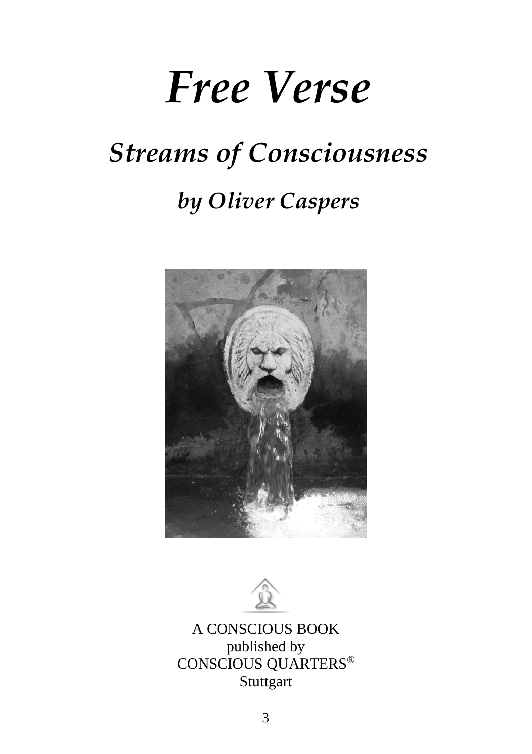# *Free Verse*

## *Streams of Consciousness*

### *by Oliver Caspers*

A CONSCIOUS BOOK
published by
CONSCIOUS QUARTERS®
Stuttgart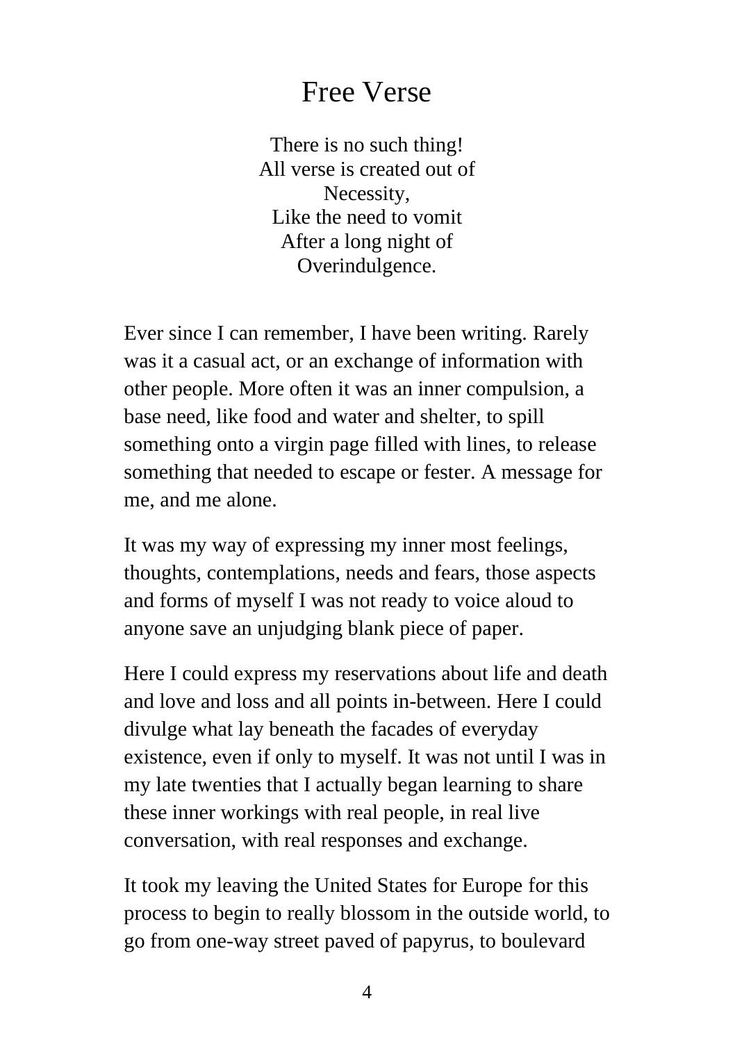# Free Verse

There is no such thing!  
All verse is created out of  
Necessity,  
Like the need to vomit  
After a long night of  
Overindulgence.

Ever since I can remember, I have been writing. Rarely was it a casual act, or an exchange of information with other people. More often it was an inner compulsion, a base need, like food and water and shelter, to spill something onto a virgin page filled with lines, to release something that needed to escape or fester. A message for me, and me alone.

It was my way of expressing my inner most feelings, thoughts, contemplations, needs and fears, those aspects and forms of myself I was not ready to voice aloud to anyone save an unjudging blank piece of paper.

Here I could express my reservations about life and death and love and loss and all points in-between. Here I could divulge what lay beneath the facades of everyday existence, even if only to myself. It was not until I was in my late twenties that I actually began learning to share these inner workings with real people, in real live conversation, with real responses and exchange.

It took my leaving the United States for Europe for this process to begin to really blossom in the outside world, to go from one-way street paved of papyrus, to boulevard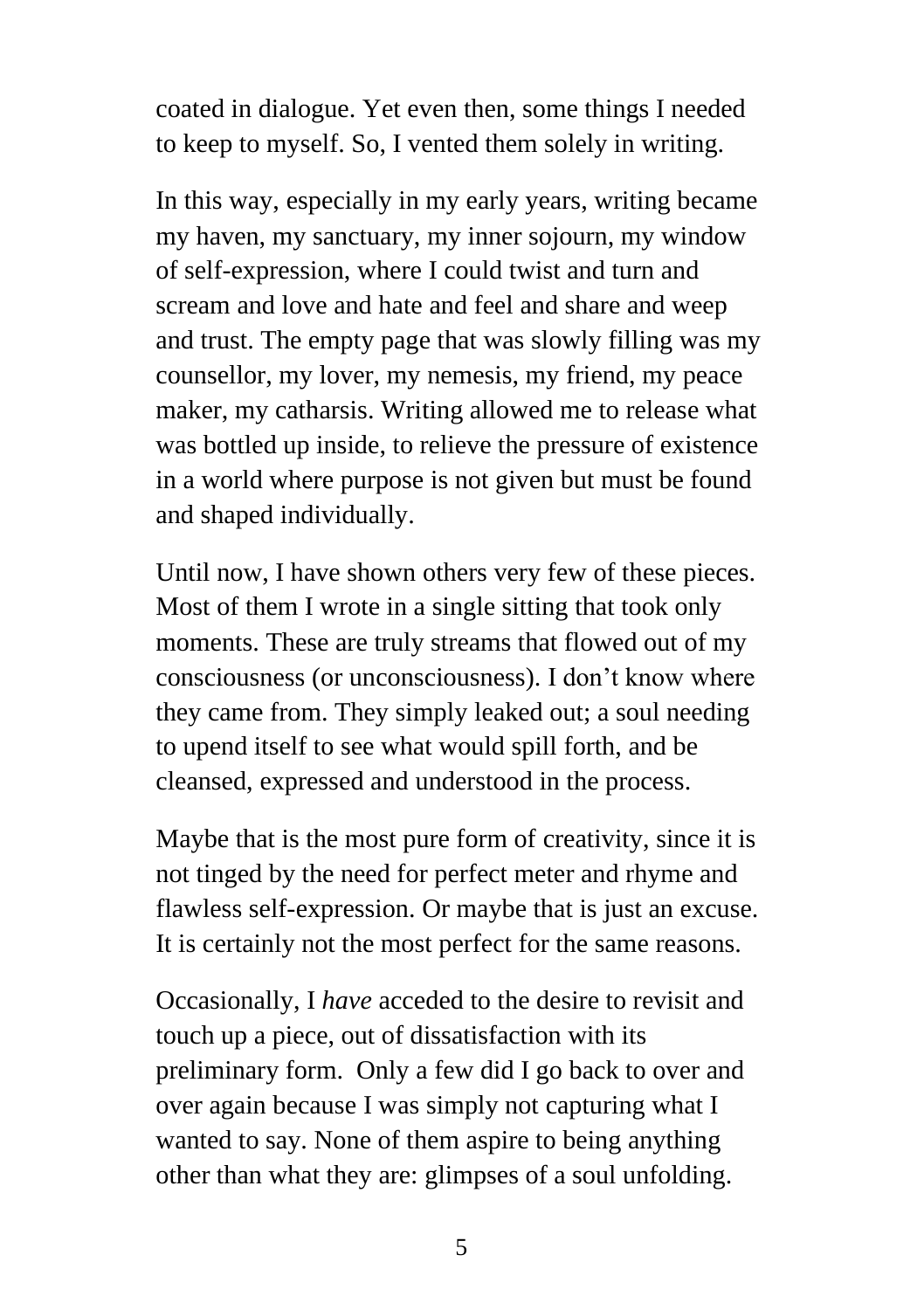coated in dialogue. Yet even then, some things I needed to keep to myself. So, I vented them solely in writing.

In this way, especially in my early years, writing became my haven, my sanctuary, my inner sojourn, my window of self-expression, where I could twist and turn and scream and love and hate and feel and share and weep and trust. The empty page that was slowly filling was my counsellor, my lover, my nemesis, my friend, my peace maker, my catharsis. Writing allowed me to release what was bottled up inside, to relieve the pressure of existence in a world where purpose is not given but must be found and shaped individually.

Until now, I have shown others very few of these pieces. Most of them I wrote in a single sitting that took only moments. These are truly streams that flowed out of my consciousness (or unconsciousness). I don't know where they came from. They simply leaked out; a soul needing to upend itself to see what would spill forth, and be cleansed, expressed and understood in the process.

Maybe that is the most pure form of creativity, since it is not tinged by the need for perfect meter and rhyme and flawless self-expression. Or maybe that is just an excuse. It is certainly not the most perfect for the same reasons.

Occasionally, I *have* acceded to the desire to revisit and touch up a piece, out of dissatisfaction with its preliminary form. Only a few did I go back to over and over again because I was simply not capturing what I wanted to say. None of them aspire to being anything other than what they are: glimpses of a soul unfolding.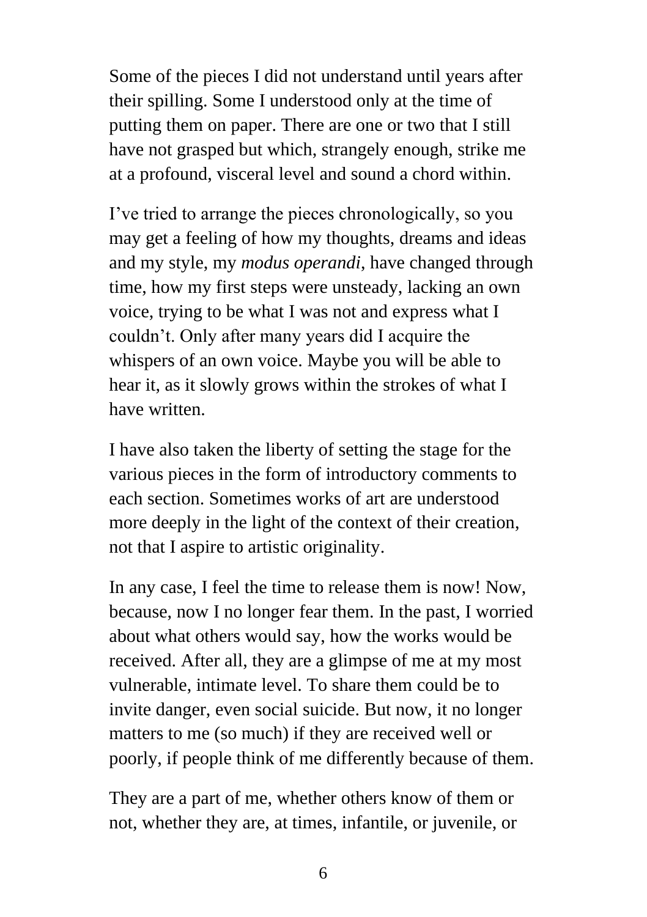Some of the pieces I did not understand until years after their spilling. Some I understood only at the time of putting them on paper. There are one or two that I still have not grasped but which, strangely enough, strike me at a profound, visceral level and sound a chord within.

I've tried to arrange the pieces chronologically, so you may get a feeling of how my thoughts, dreams and ideas and my style, my *modus operandi*, have changed through time, how my first steps were unsteady, lacking an own voice, trying to be what I was not and express what I couldn't. Only after many years did I acquire the whispers of an own voice. Maybe you will be able to hear it, as it slowly grows within the strokes of what I have written.

I have also taken the liberty of setting the stage for the various pieces in the form of introductory comments to each section. Sometimes works of art are understood more deeply in the light of the context of their creation, not that I aspire to artistic originality.

In any case, I feel the time to release them is now! Now, because, now I no longer fear them. In the past, I worried about what others would say, how the works would be received. After all, they are a glimpse of me at my most vulnerable, intimate level. To share them could be to invite danger, even social suicide. But now, it no longer matters to me (so much) if they are received well or poorly, if people think of me differently because of them.

They are a part of me, whether others know of them or not, whether they are, at times, infantile, or juvenile, or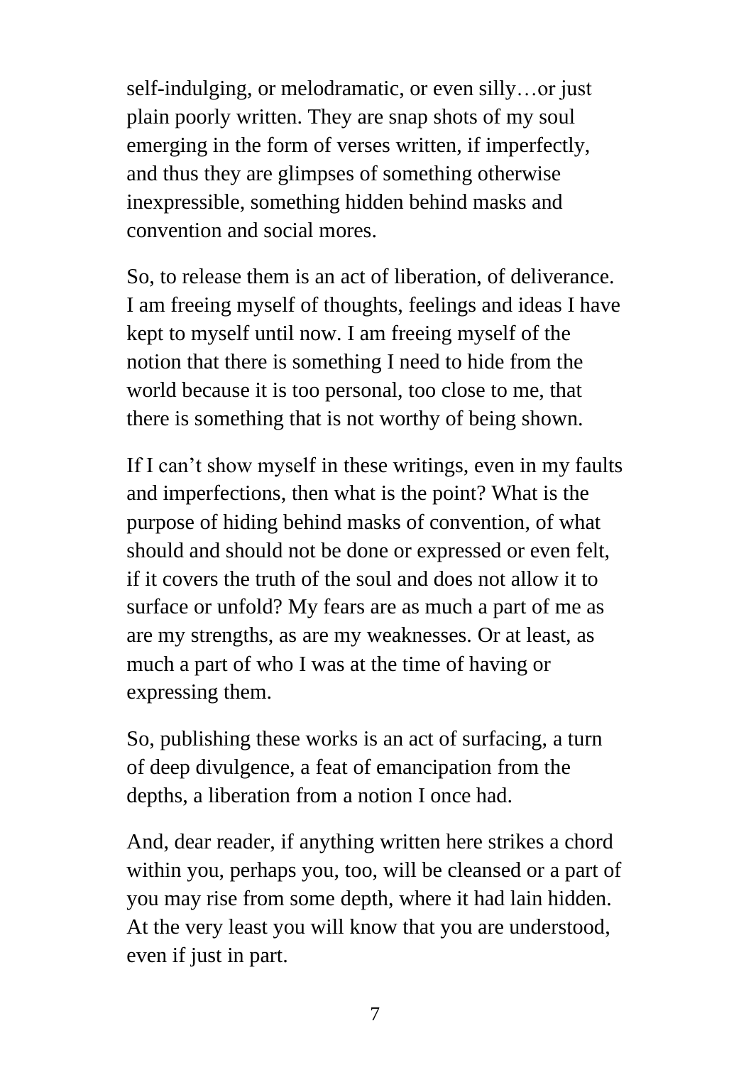self-indulging, or melodramatic, or even silly…or just plain poorly written. They are snap shots of my soul emerging in the form of verses written, if imperfectly, and thus they are glimpses of something otherwise inexpressible, something hidden behind masks and convention and social mores.

So, to release them is an act of liberation, of deliverance. I am freeing myself of thoughts, feelings and ideas I have kept to myself until now. I am freeing myself of the notion that there is something I need to hide from the world because it is too personal, too close to me, that there is something that is not worthy of being shown.

If I can't show myself in these writings, even in my faults and imperfections, then what is the point? What is the purpose of hiding behind masks of convention, of what should and should not be done or expressed or even felt, if it covers the truth of the soul and does not allow it to surface or unfold? My fears are as much a part of me as are my strengths, as are my weaknesses. Or at least, as much a part of who I was at the time of having or expressing them.

So, publishing these works is an act of surfacing, a turn of deep divulgence, a feat of emancipation from the depths, a liberation from a notion I once had.

And, dear reader, if anything written here strikes a chord within you, perhaps you, too, will be cleansed or a part of you may rise from some depth, where it had lain hidden. At the very least you will know that you are understood, even if just in part.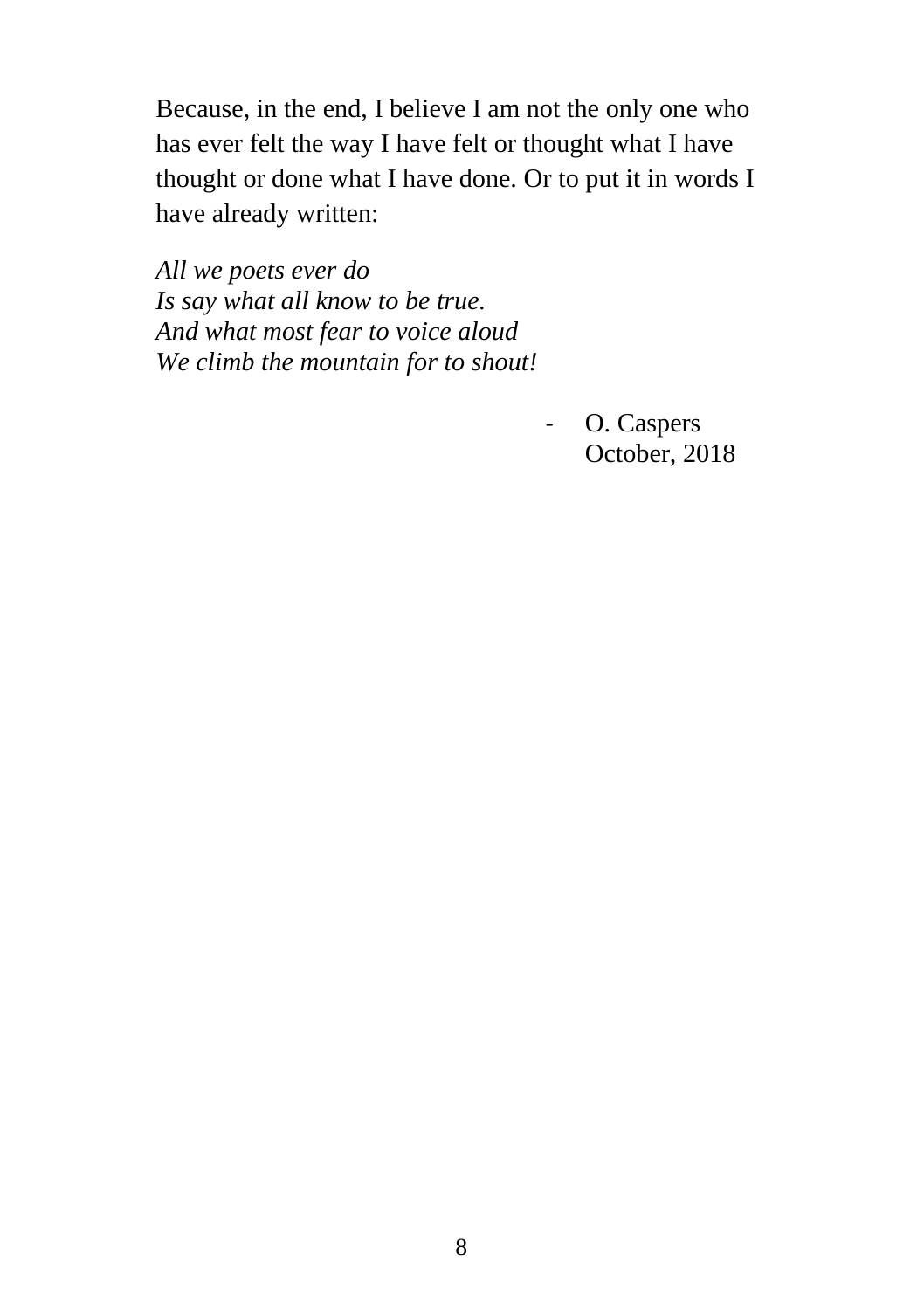Because, in the end, I believe I am not the only one who has ever felt the way I have felt or thought what I have thought or done what I have done. Or to put it in words I have already written:

*All we poets ever do*  
*Is say what all know to be true.*  
*And what most fear to voice aloud*  
*We climb the mountain for to shout!*

- O. Caspers  
  October, 2018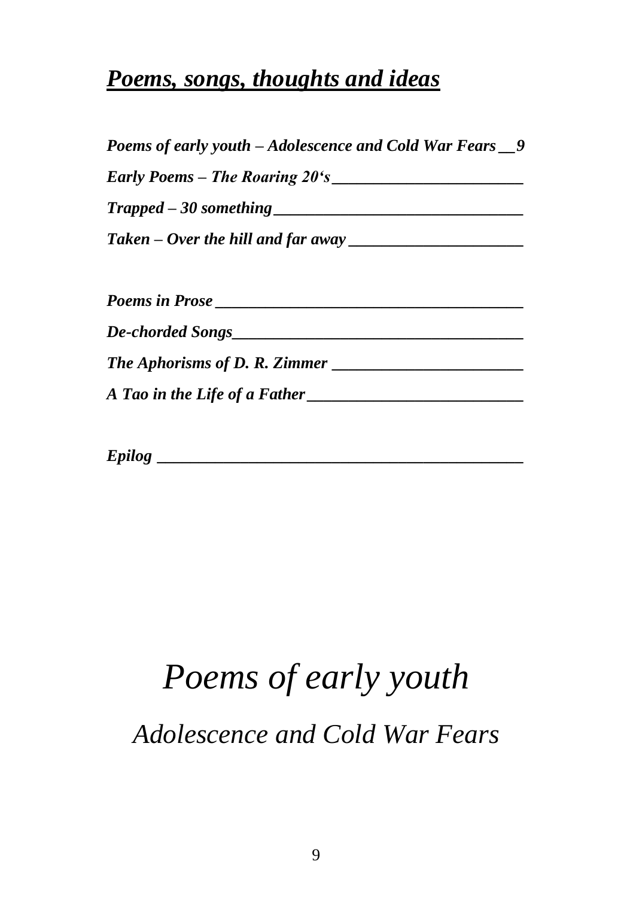# ***Poems, songs, thoughts and ideas***

***Poems of early youth – Adolescence and Cold War Fears __9***

***Early Poems – The Roaring 20's________________________***

***Trapped – 30 something_______________________________***

***Taken – Over the hill and far away ______________________***

***Poems in Prose ______________________________________***

***De-chorded Songs____________________________________***

***The Aphorisms of D. R. Zimmer ________________________***

***A Tao in the Life of a Father___________________________***

***Epilog _____________________________________________***

# *Poems of early youth*

## *Adolescence and Cold War Fears*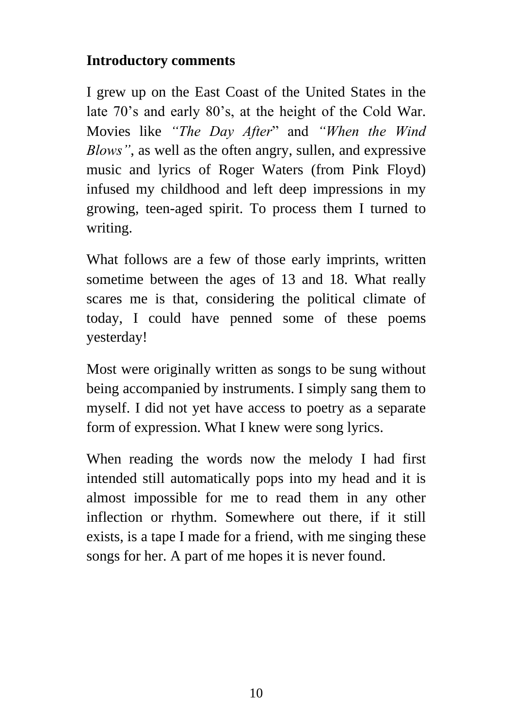## Introductory comments

I grew up on the East Coast of the United States in the late 70's and early 80's, at the height of the Cold War. Movies like *"The Day After*" and *"When the Wind Blows"*, as well as the often angry, sullen, and expressive music and lyrics of Roger Waters (from Pink Floyd) infused my childhood and left deep impressions in my growing, teen-aged spirit. To process them I turned to writing.

What follows are a few of those early imprints, written sometime between the ages of 13 and 18. What really scares me is that, considering the political climate of today, I could have penned some of these poems yesterday!

Most were originally written as songs to be sung without being accompanied by instruments. I simply sang them to myself. I did not yet have access to poetry as a separate form of expression. What I knew were song lyrics.

When reading the words now the melody I had first intended still automatically pops into my head and it is almost impossible for me to read them in any other inflection or rhythm. Somewhere out there, if it still exists, is a tape I made for a friend, with me singing these songs for her. A part of me hopes it is never found.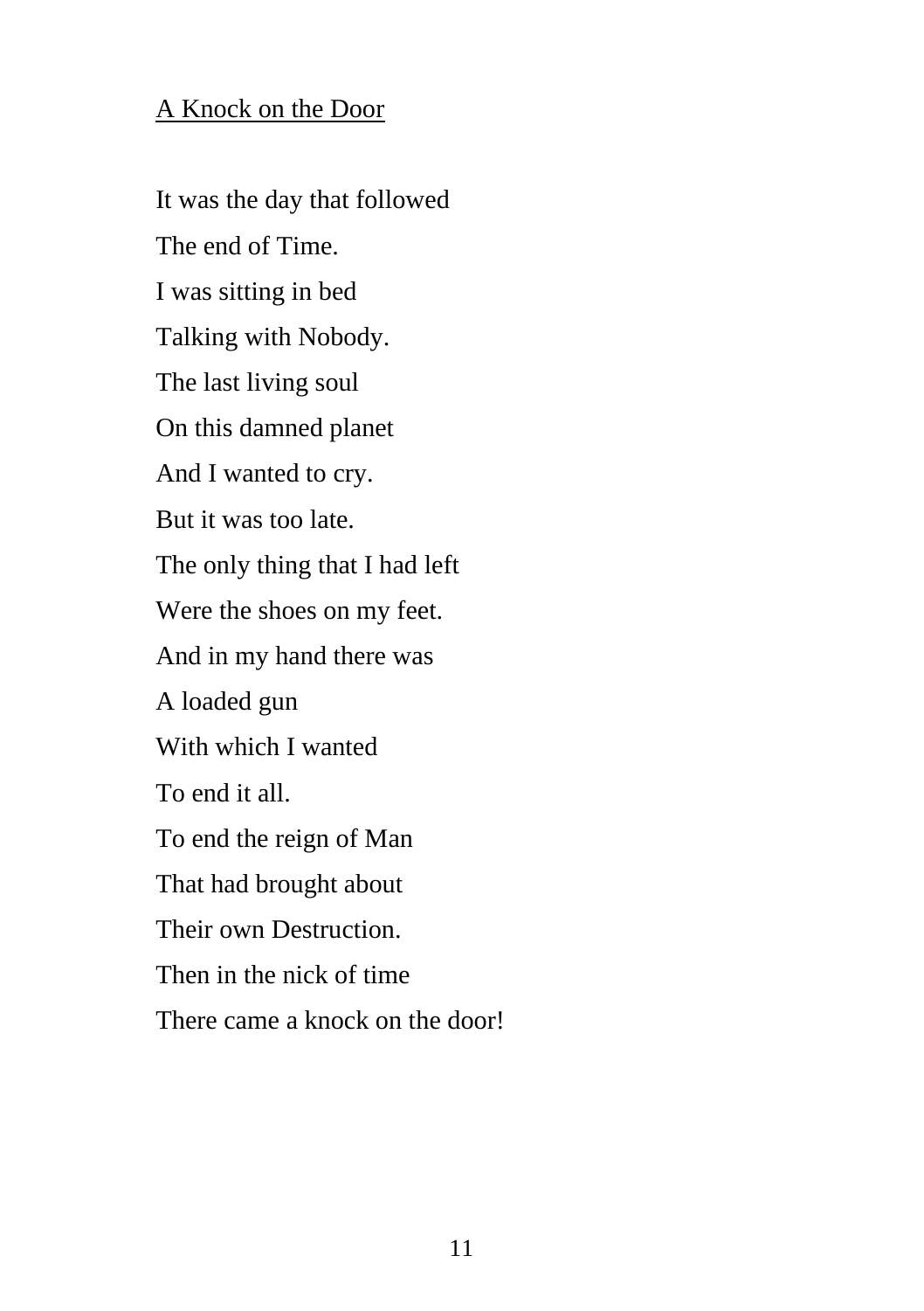## A Knock on the Door

It was the day that followed  
The end of Time.  
I was sitting in bed  
Talking with Nobody.  
The last living soul  
On this damned planet  
And I wanted to cry.  
But it was too late.  
The only thing that I had left  
Were the shoes on my feet.  
And in my hand there was  
A loaded gun  
With which I wanted  
To end it all.  
To end the reign of Man  
That had brought about  
Their own Destruction.  
Then in the nick of time  
There came a knock on the door!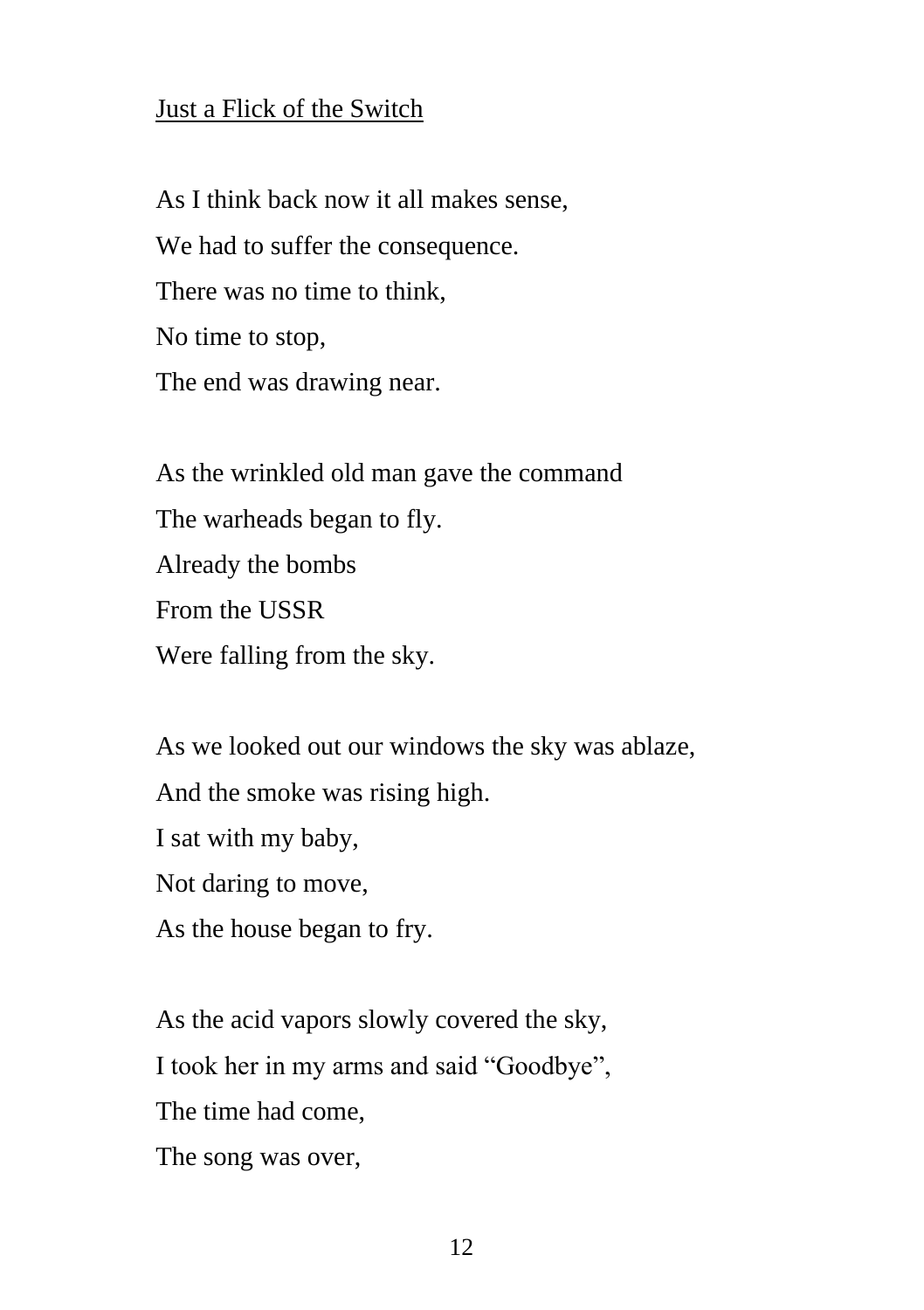Just a Flick of the Switch

As I think back now it all makes sense,  
We had to suffer the consequence.  
There was no time to think,  
No time to stop,  
The end was drawing near.

As the wrinkled old man gave the command  
The warheads began to fly.  
Already the bombs  
From the USSR  
Were falling from the sky.

As we looked out our windows the sky was ablaze,  
And the smoke was rising high.  
I sat with my baby,  
Not daring to move,  
As the house began to fry.

As the acid vapors slowly covered the sky,  
I took her in my arms and said "Goodbye",  
The time had come,  
The song was over,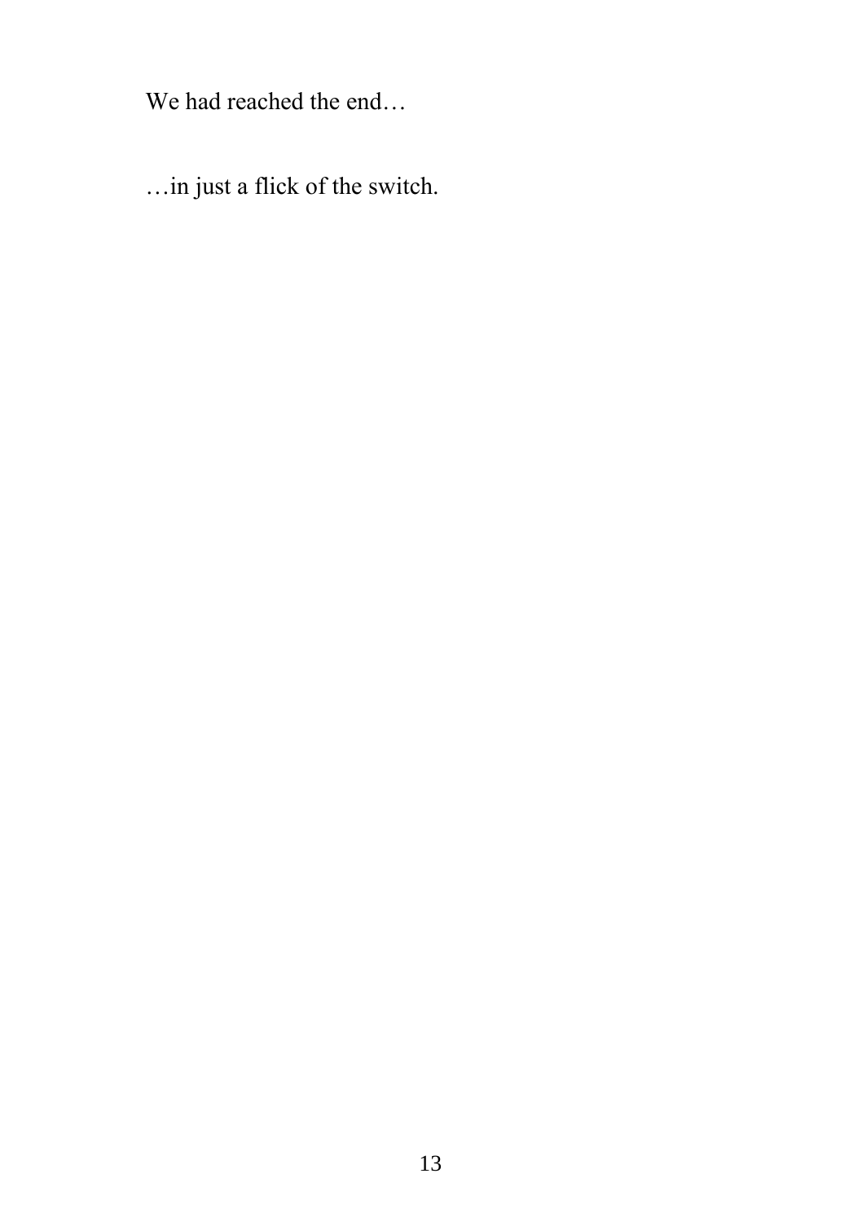We had reached the end…

…in just a flick of the switch.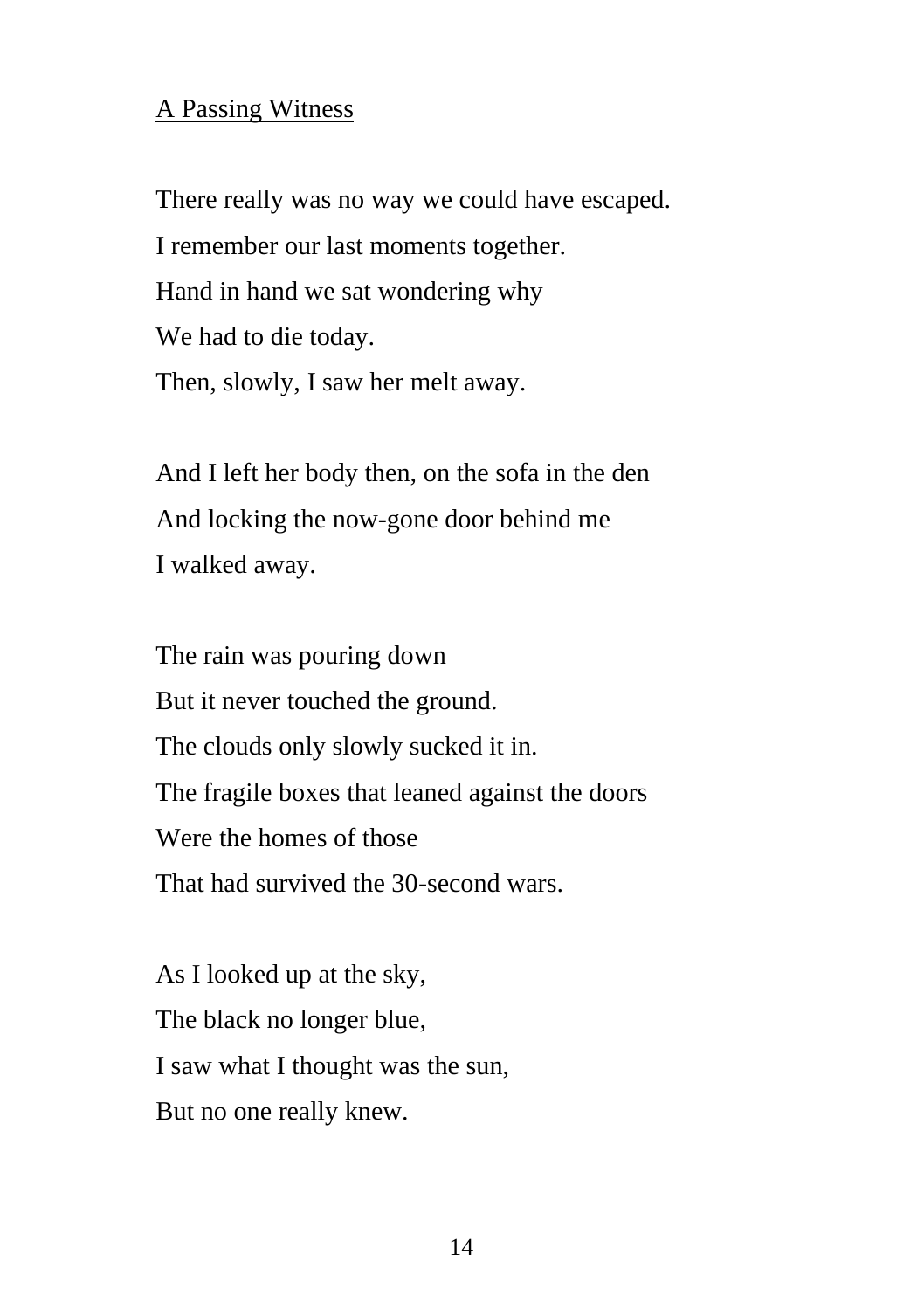## A Passing Witness

There really was no way we could have escaped.  
I remember our last moments together.  
Hand in hand we sat wondering why  
We had to die today.  
Then, slowly, I saw her melt away.

And I left her body then, on the sofa in the den  
And locking the now-gone door behind me  
I walked away.

The rain was pouring down  
But it never touched the ground.  
The clouds only slowly sucked it in.  
The fragile boxes that leaned against the doors  
Were the homes of those  
That had survived the 30-second wars.

As I looked up at the sky,  
The black no longer blue,  
I saw what I thought was the sun,  
But no one really knew.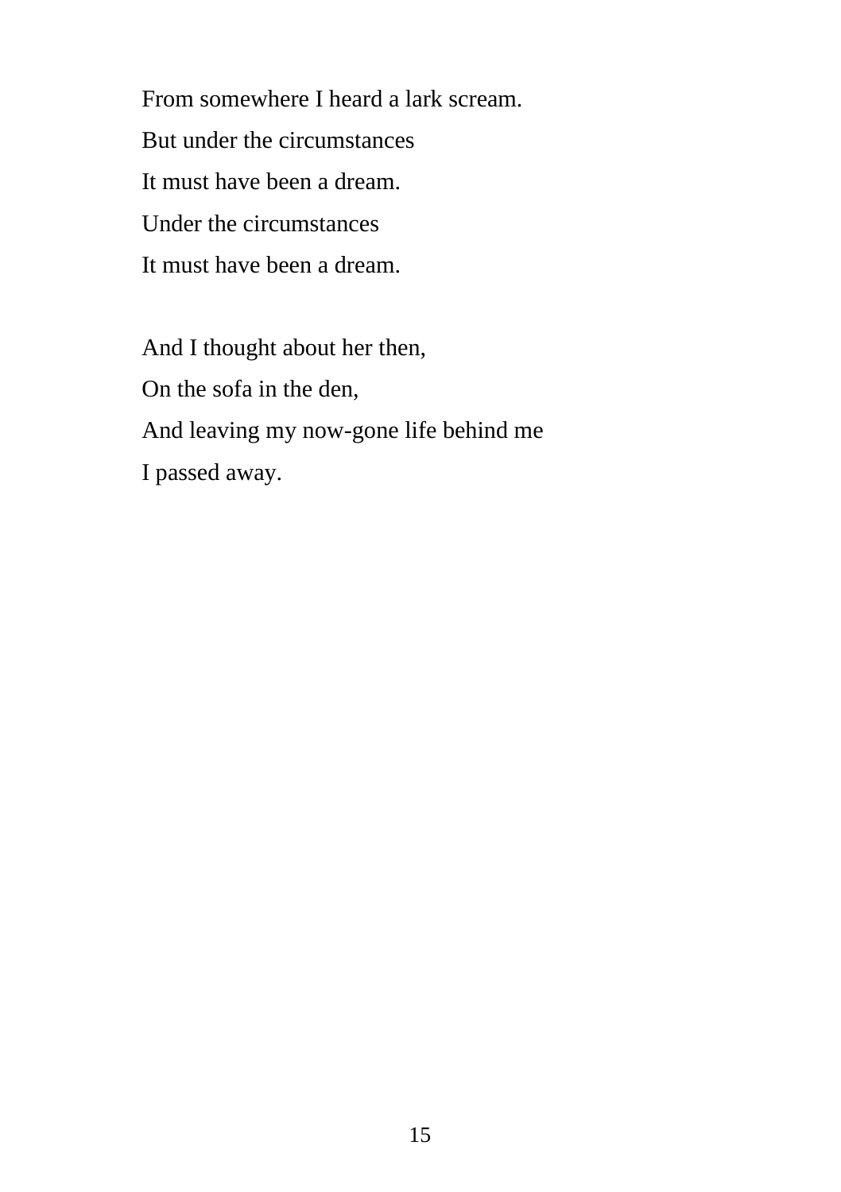From somewhere I heard a lark scream.  
But under the circumstances  
It must have been a dream.  
Under the circumstances  
It must have been a dream.

And I thought about her then,  
On the sofa in the den,  
And leaving my now-gone life behind me  
I passed away.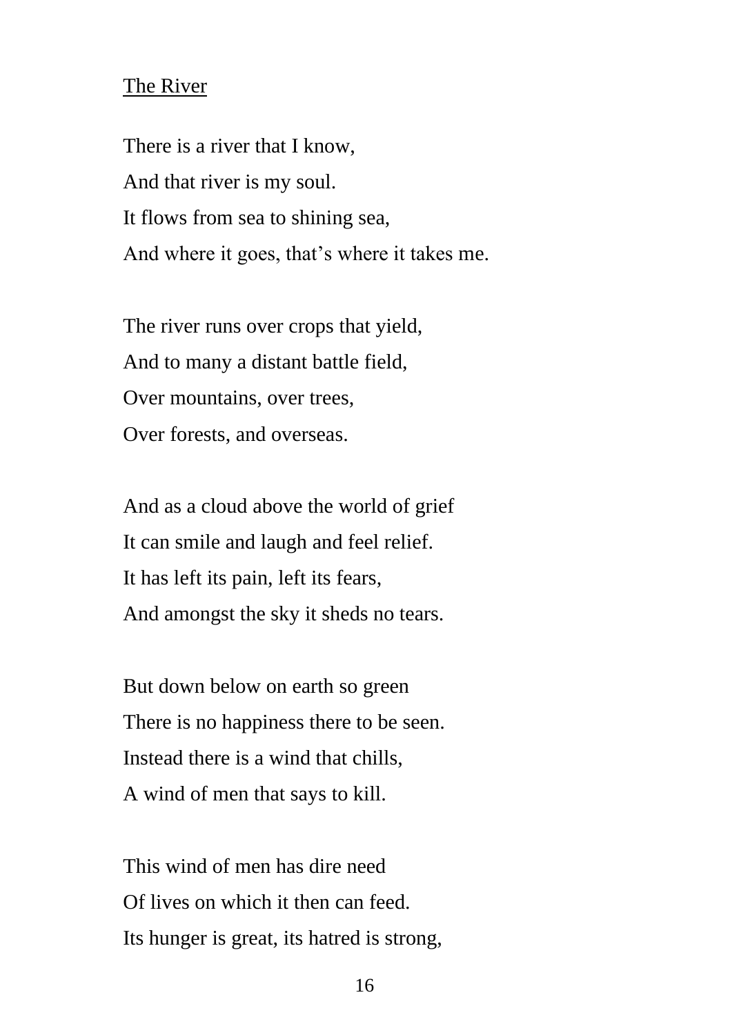<u>The River</u>

There is a river that I know,  
And that river is my soul.  
It flows from sea to shining sea,  
And where it goes, that's where it takes me.

The river runs over crops that yield,  
And to many a distant battle field,  
Over mountains, over trees,  
Over forests, and overseas.

And as a cloud above the world of grief  
It can smile and laugh and feel relief.  
It has left its pain, left its fears,  
And amongst the sky it sheds no tears.

But down below on earth so green  
There is no happiness there to be seen.  
Instead there is a wind that chills,  
A wind of men that says to kill.

This wind of men has dire need  
Of lives on which it then can feed.  
Its hunger is great, its hatred is strong,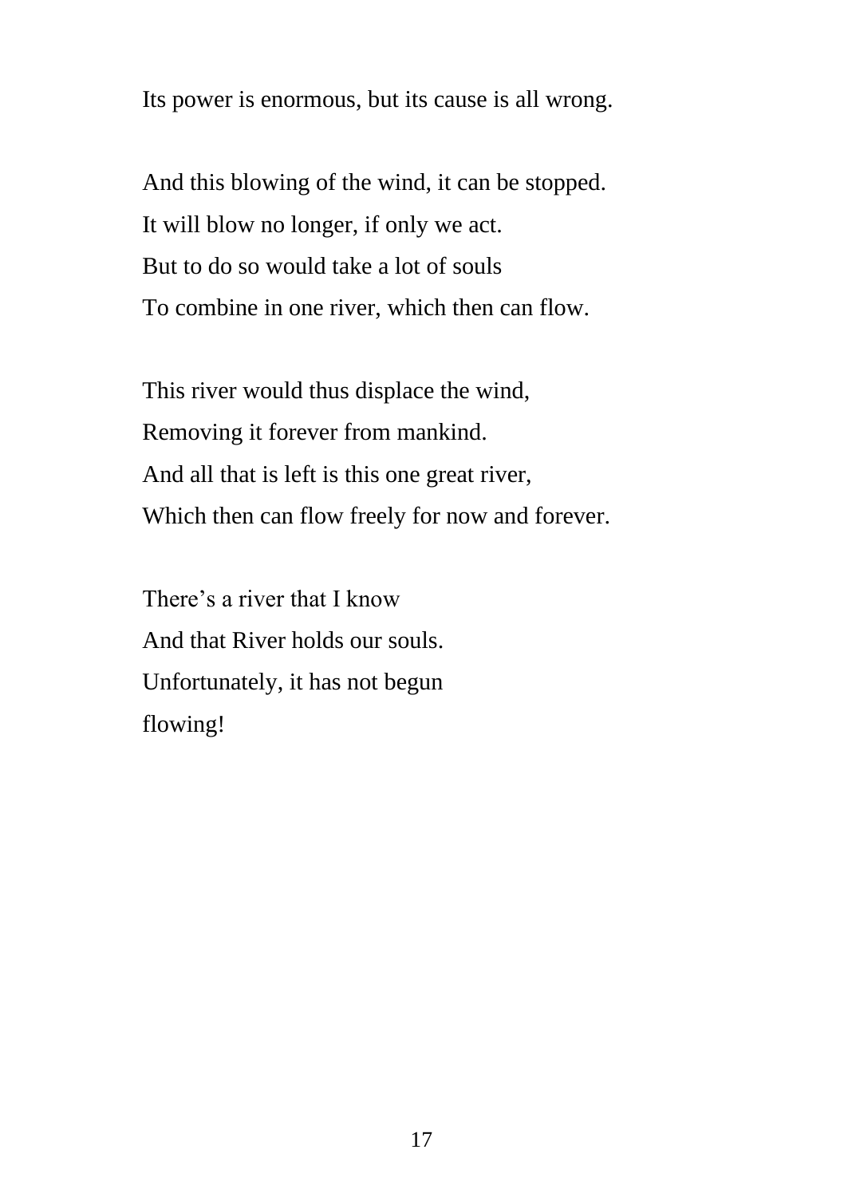Its power is enormous, but its cause is all wrong.

And this blowing of the wind, it can be stopped.
It will blow no longer, if only we act.
But to do so would take a lot of souls
To combine in one river, which then can flow.

This river would thus displace the wind,
Removing it forever from mankind.
And all that is left is this one great river,
Which then can flow freely for now and forever.

There's a river that I know
And that River holds our souls.
Unfortunately, it has not begun
flowing!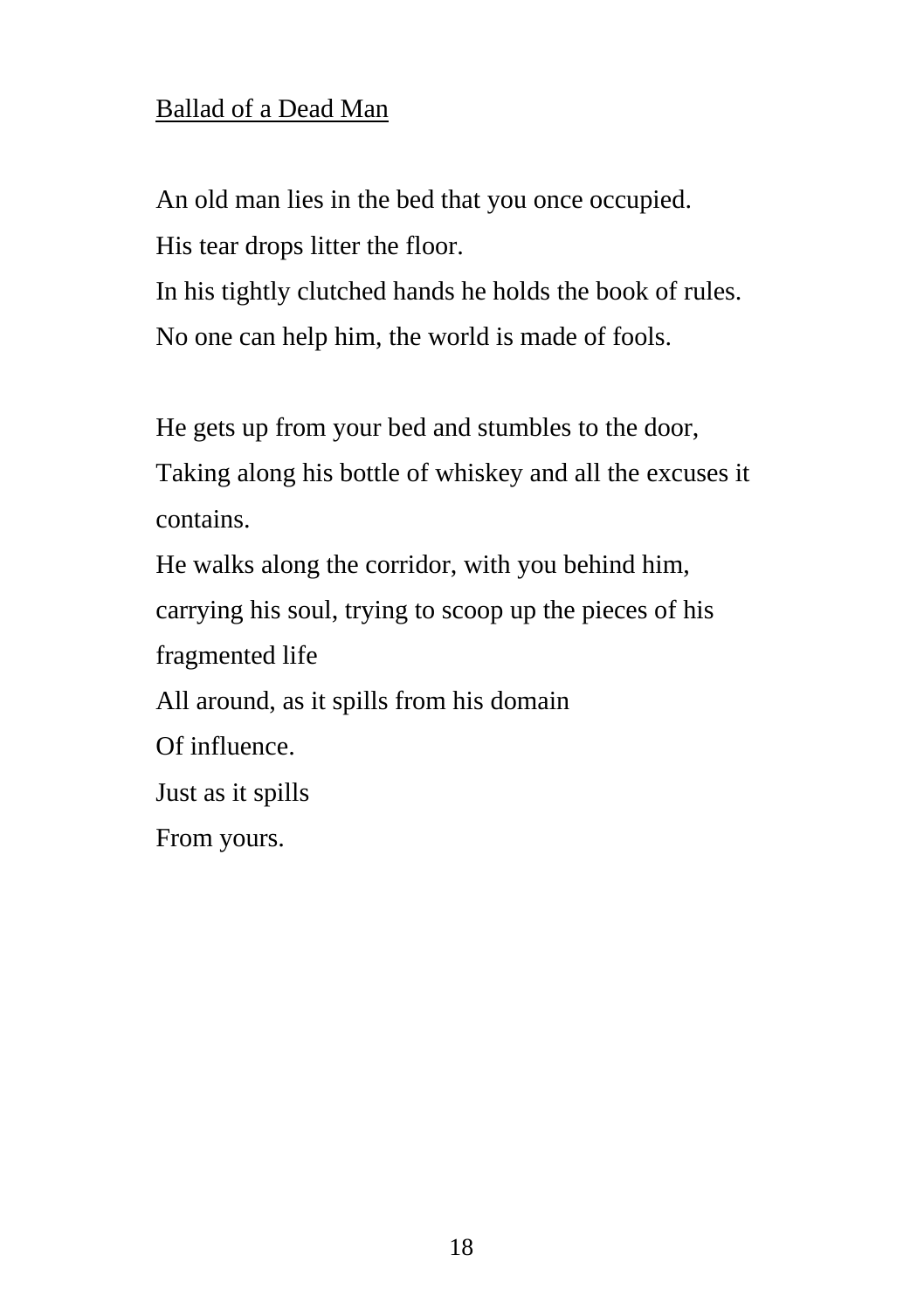## Ballad of a Dead Man

An old man lies in the bed that you once occupied.
His tear drops litter the floor.
In his tightly clutched hands he holds the book of rules.
No one can help him, the world is made of fools.

He gets up from your bed and stumbles to the door,
Taking along his bottle of whiskey and all the excuses it contains.
He walks along the corridor, with you behind him,
carrying his soul, trying to scoop up the pieces of his fragmented life
All around, as it spills from his domain
Of influence.
Just as it spills
From yours.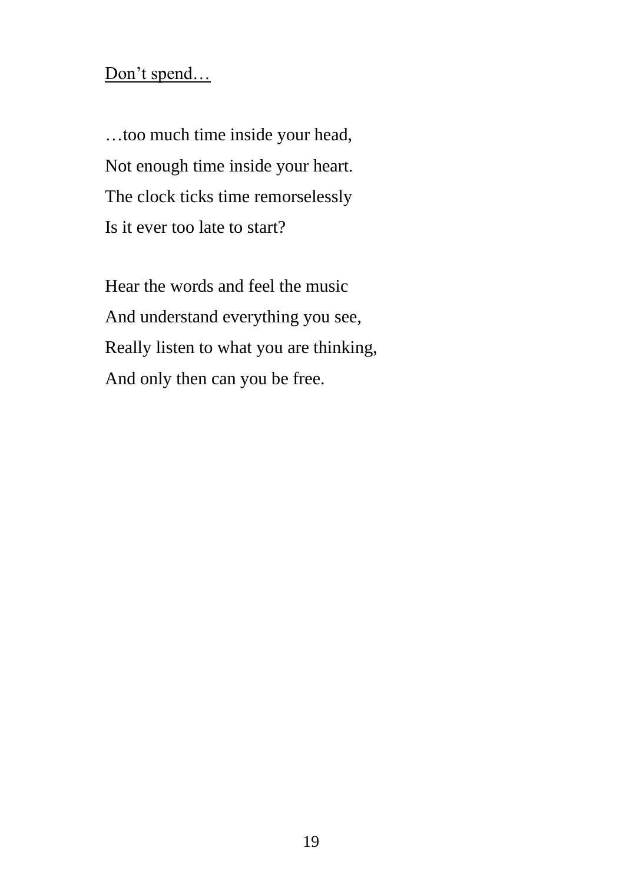## Don't spend…

…too much time inside your head,  
Not enough time inside your heart.  
The clock ticks time remorselessly  
Is it ever too late to start?

Hear the words and feel the music  
And understand everything you see,  
Really listen to what you are thinking,  
And only then can you be free.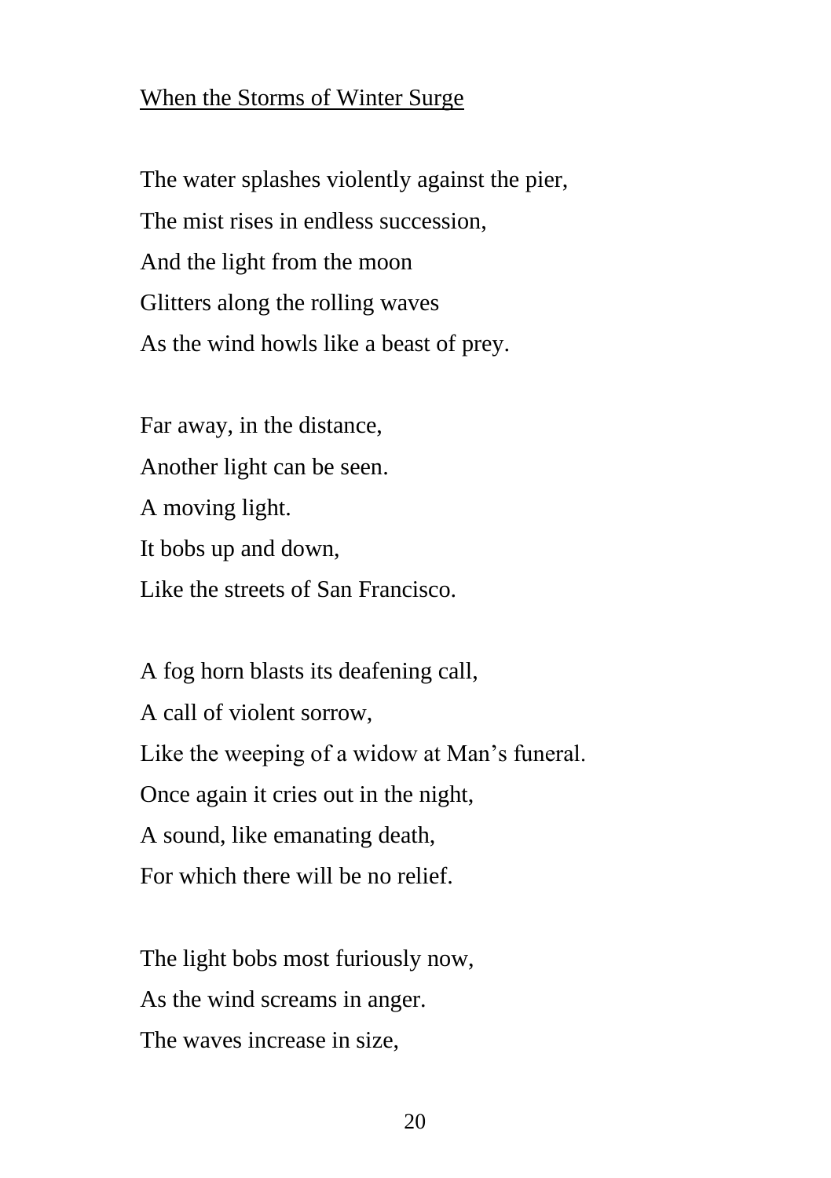When the Storms of Winter Surge

The water splashes violently against the pier,  
The mist rises in endless succession,  
And the light from the moon  
Glitters along the rolling waves  
As the wind howls like a beast of prey.

Far away, in the distance,  
Another light can be seen.  
A moving light.  
It bobs up and down,  
Like the streets of San Francisco.

A fog horn blasts its deafening call,  
A call of violent sorrow,  
Like the weeping of a widow at Man’s funeral.  
Once again it cries out in the night,  
A sound, like emanating death,  
For which there will be no relief.

The light bobs most furiously now,  
As the wind screams in anger.  
The waves increase in size,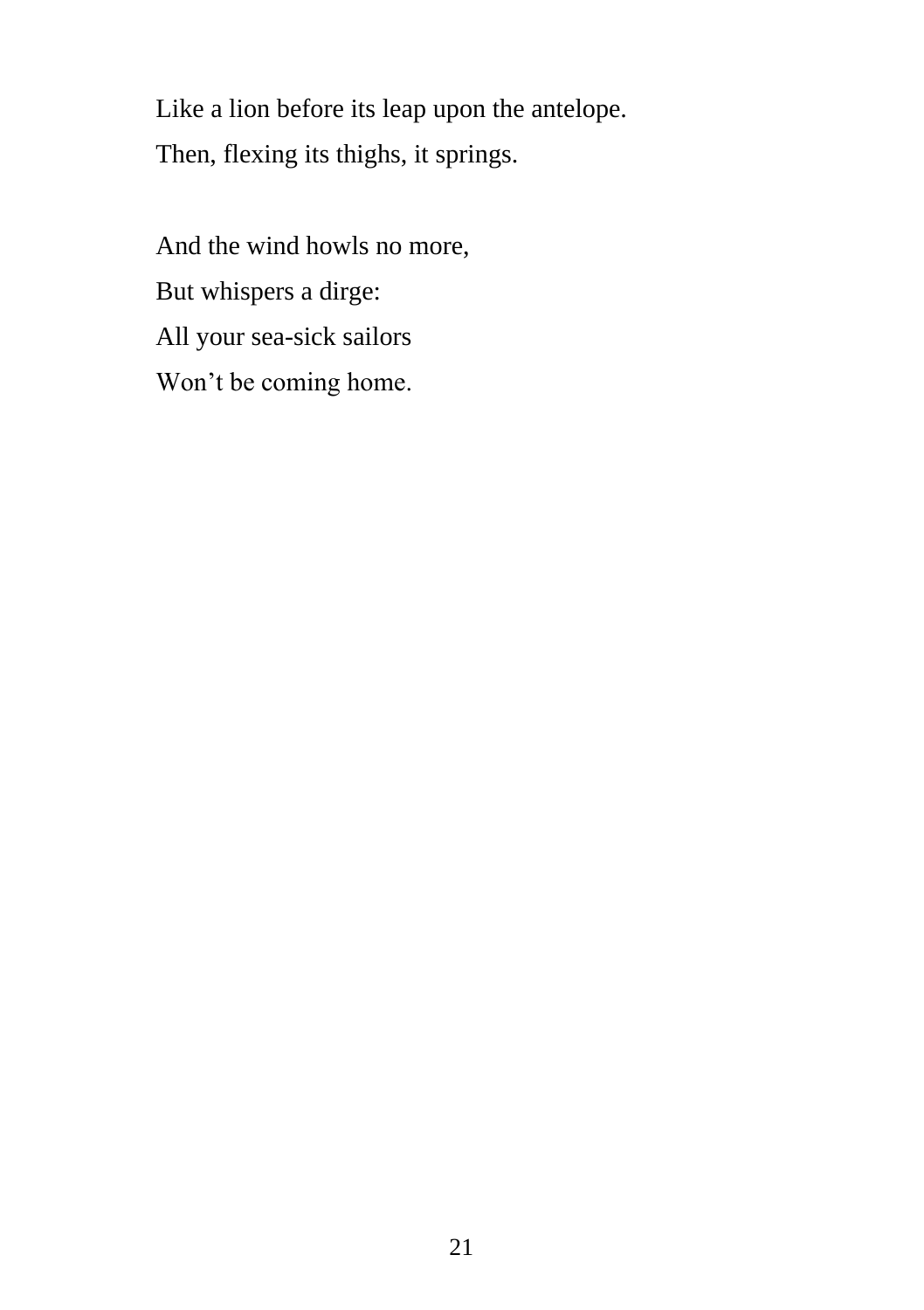Like a lion before its leap upon the antelope.  
Then, flexing its thighs, it springs.

And the wind howls no more,  
But whispers a dirge:  
All your sea-sick sailors  
Won’t be coming home.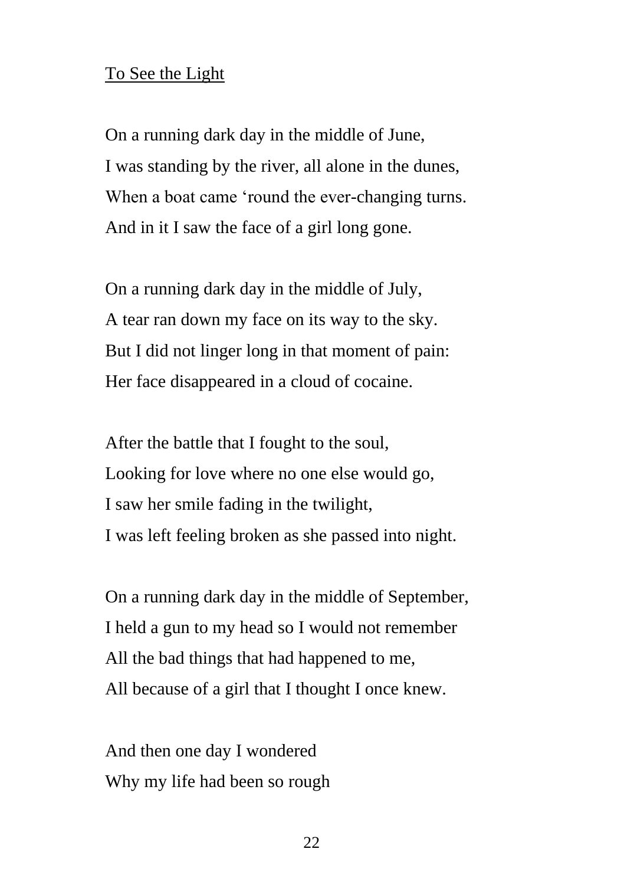<u>To See the Light</u>

On a running dark day in the middle of June,  
I was standing by the river, all alone in the dunes,  
When a boat came 'round the ever-changing turns.  
And in it I saw the face of a girl long gone.

On a running dark day in the middle of July,  
A tear ran down my face on its way to the sky.  
But I did not linger long in that moment of pain:  
Her face disappeared in a cloud of cocaine.

After the battle that I fought to the soul,  
Looking for love where no one else would go,  
I saw her smile fading in the twilight,  
I was left feeling broken as she passed into night.

On a running dark day in the middle of September,  
I held a gun to my head so I would not remember  
All the bad things that had happened to me,  
All because of a girl that I thought I once knew.

And then one day I wondered  
Why my life had been so rough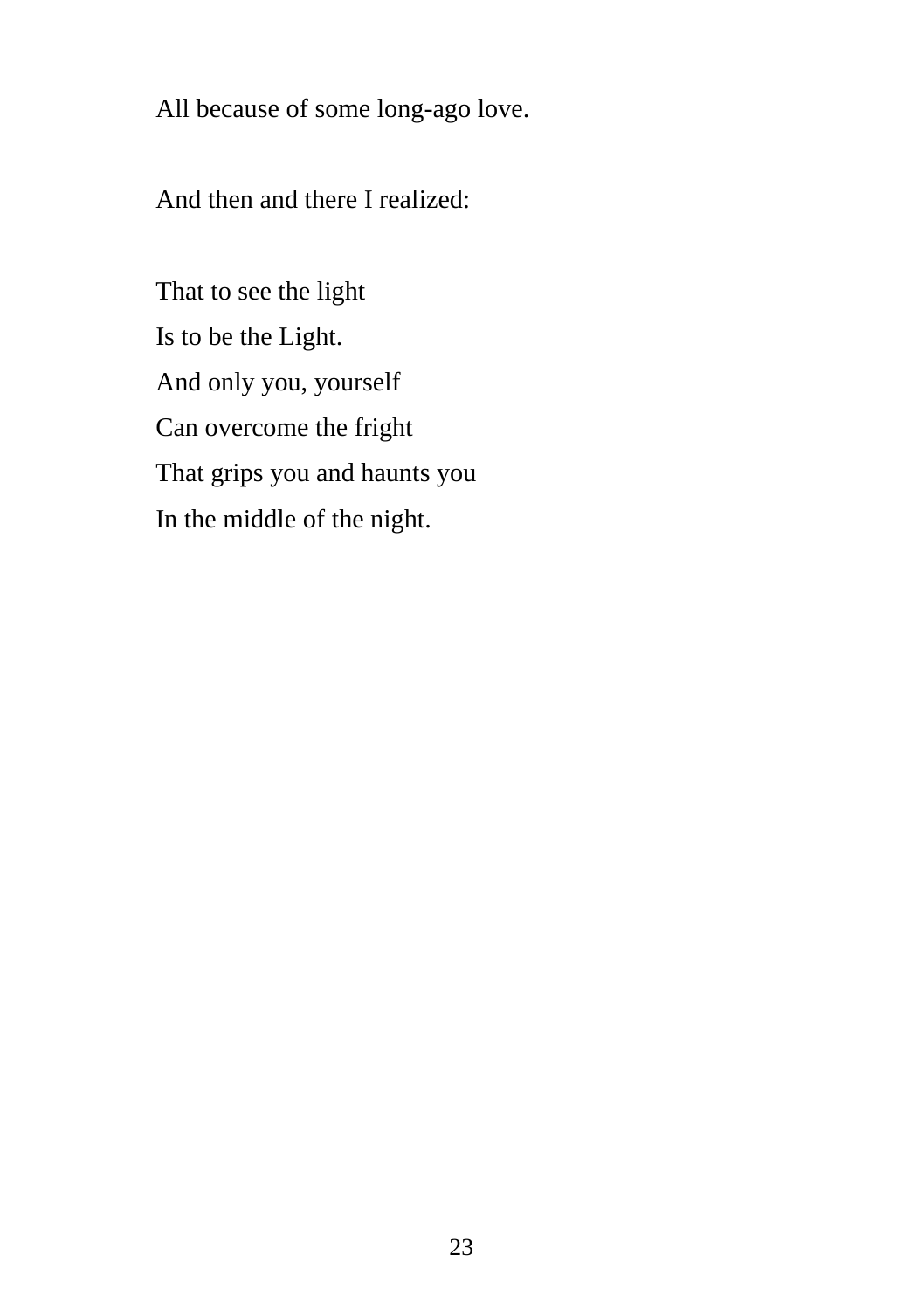All because of some long-ago love.

And then and there I realized:

That to see the light  
Is to be the Light.  
And only you, yourself  
Can overcome the fright  
That grips you and haunts you  
In the middle of the night.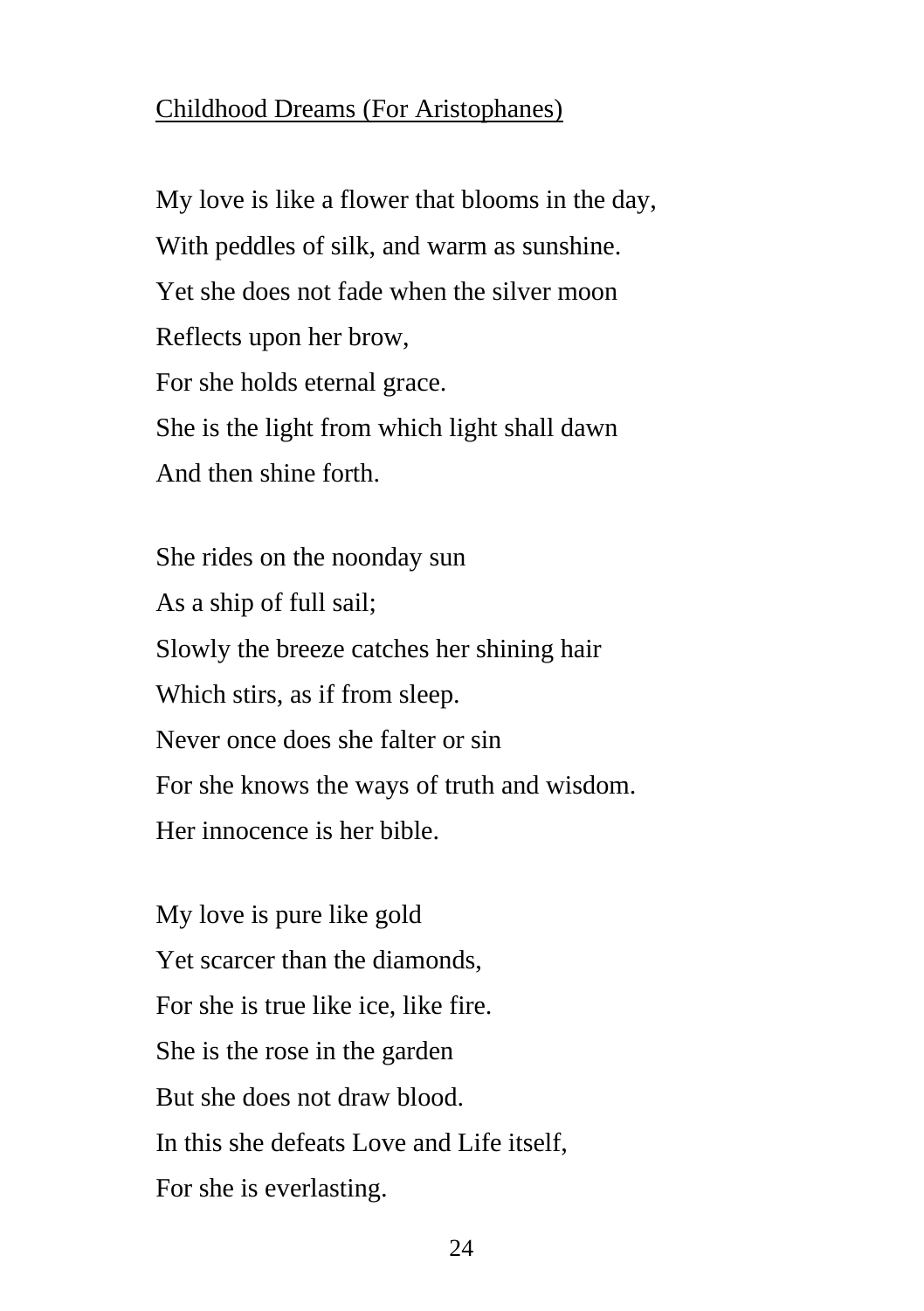<u>Childhood Dreams (For Aristophanes)</u>

My love is like a flower that blooms in the day,  
With peddles of silk, and warm as sunshine.  
Yet she does not fade when the silver moon  
Reflects upon her brow,  
For she holds eternal grace.  
She is the light from which light shall dawn  
And then shine forth.

She rides on the noonday sun  
As a ship of full sail;  
Slowly the breeze catches her shining hair  
Which stirs, as if from sleep.  
Never once does she falter or sin  
For she knows the ways of truth and wisdom.  
Her innocence is her bible.

My love is pure like gold  
Yet scarcer than the diamonds,  
For she is true like ice, like fire.  
She is the rose in the garden  
But she does not draw blood.  
In this she defeats Love and Life itself,  
For she is everlasting.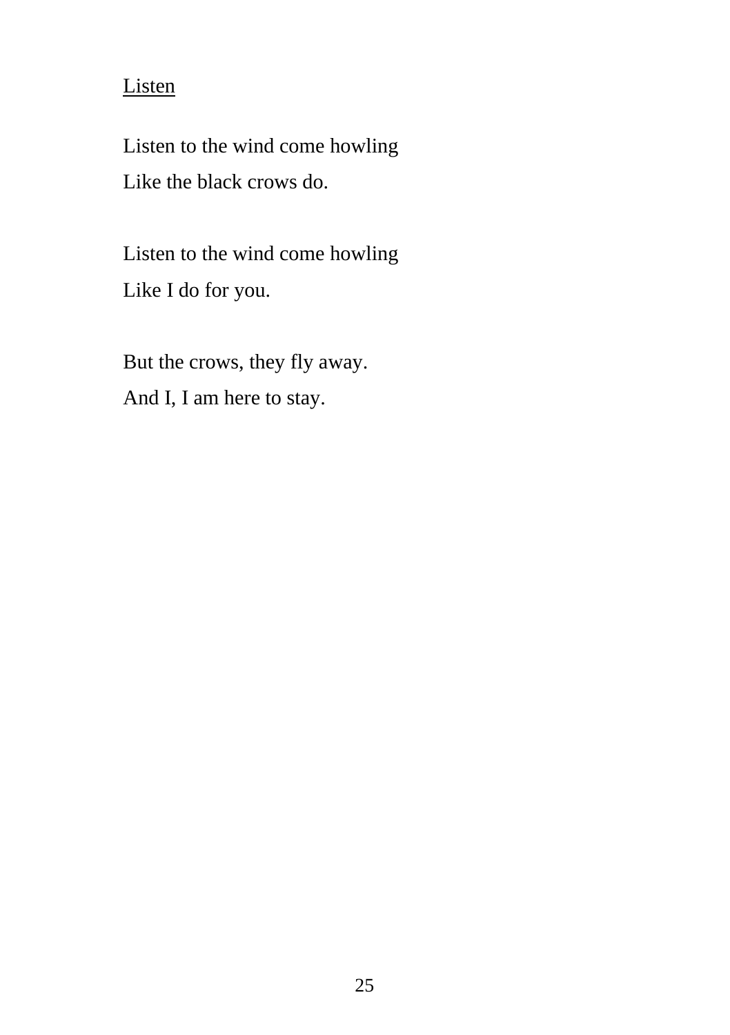## Listen

Listen to the wind come howling  
Like the black crows do.

Listen to the wind come howling  
Like I do for you.

But the crows, they fly away.  
And I, I am here to stay.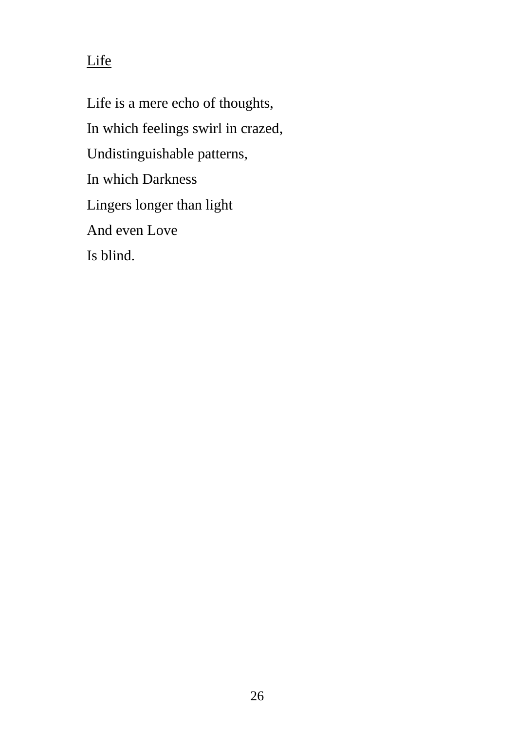## Life

Life is a mere echo of thoughts,  
In which feelings swirl in crazed,  
Undistinguishable patterns,  
In which Darkness  
Lingers longer than light  
And even Love  
Is blind.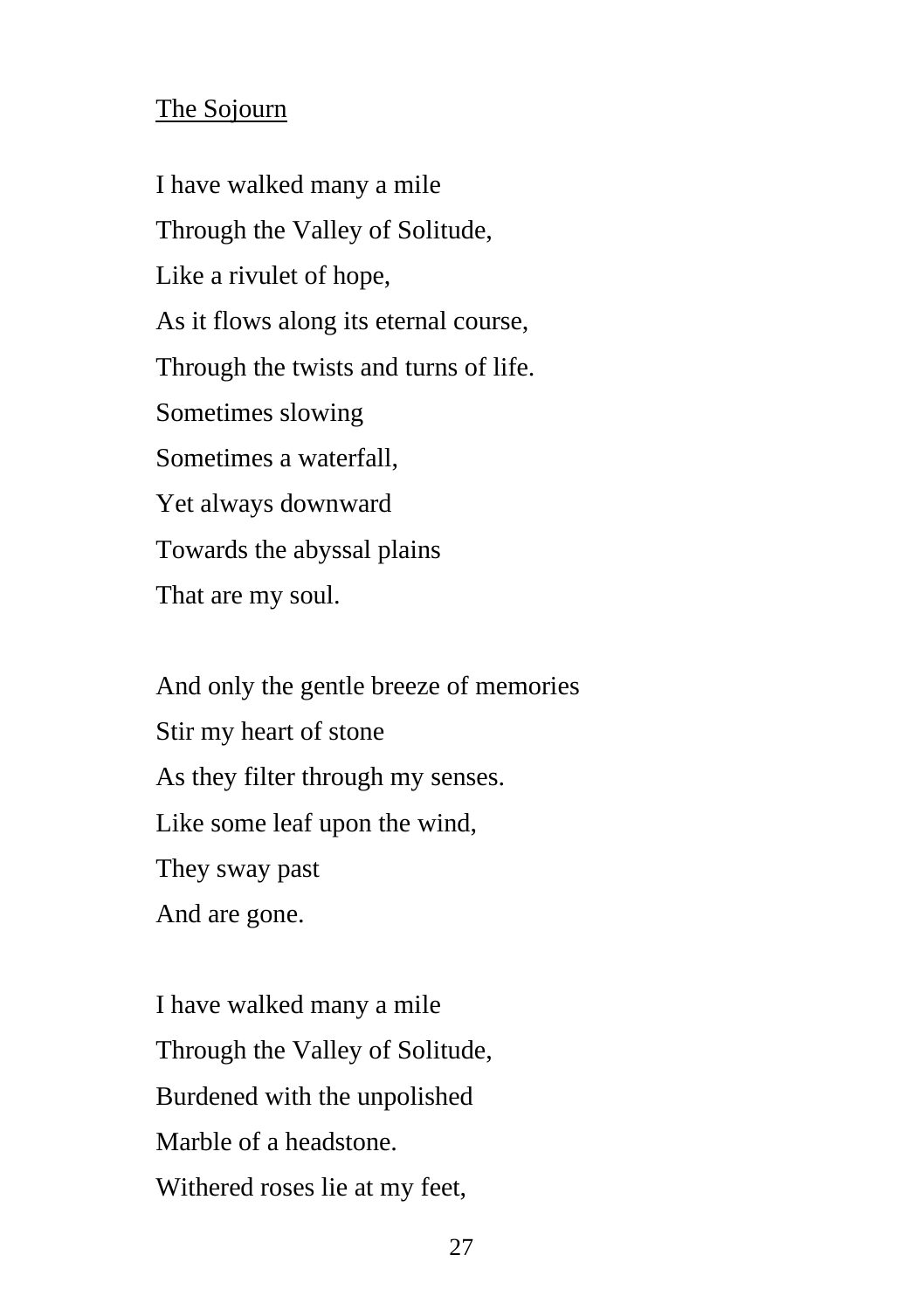The Sojourn

I have walked many a mile  
Through the Valley of Solitude,  
Like a rivulet of hope,  
As it flows along its eternal course,  
Through the twists and turns of life.  
Sometimes slowing  
Sometimes a waterfall,  
Yet always downward  
Towards the abyssal plains  
That are my soul.

And only the gentle breeze of memories  
Stir my heart of stone  
As they filter through my senses.  
Like some leaf upon the wind,  
They sway past  
And are gone.

I have walked many a mile  
Through the Valley of Solitude,  
Burdened with the unpolished  
Marble of a headstone.  
Withered roses lie at my feet,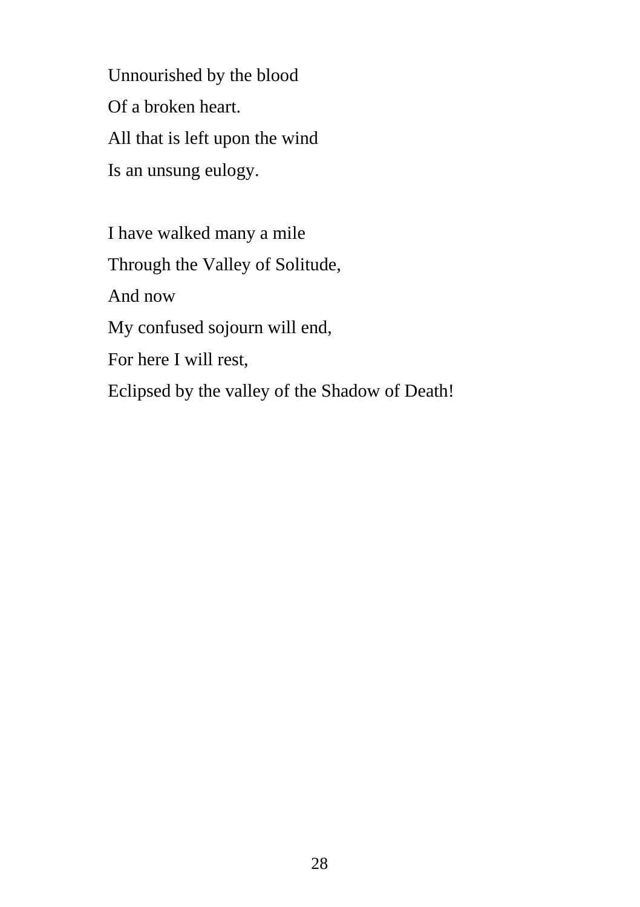Unnourished by the blood  
Of a broken heart.  
All that is left upon the wind  
Is an unsung eulogy.

I have walked many a mile  
Through the Valley of Solitude,  
And now  
My confused sojourn will end,  
For here I will rest,  
Eclipsed by the valley of the Shadow of Death!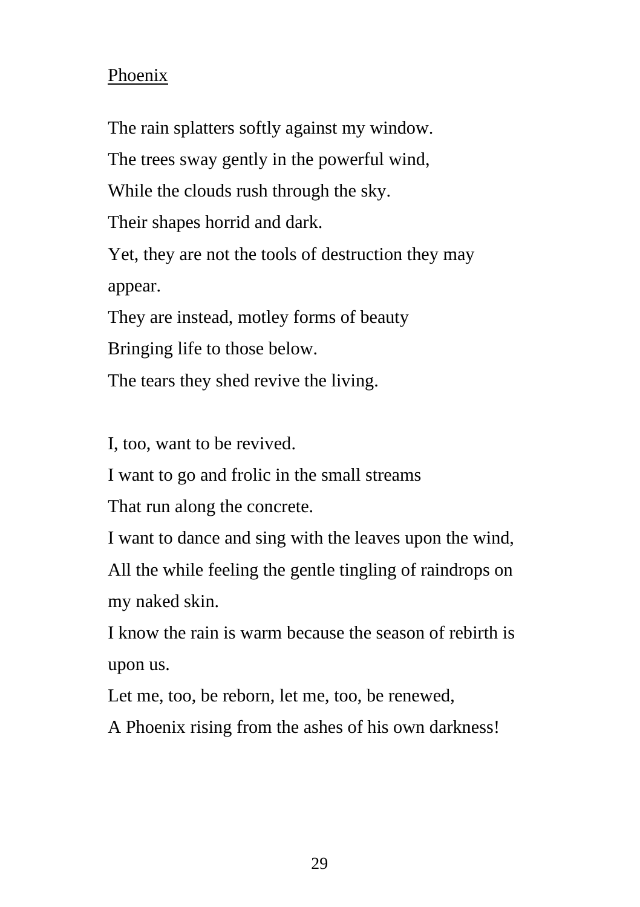## Phoenix

The rain splatters softly against my window.  
The trees sway gently in the powerful wind,  
While the clouds rush through the sky.  
Their shapes horrid and dark.  
Yet, they are not the tools of destruction they may appear.  
They are instead, motley forms of beauty  
Bringing life to those below.  
The tears they shed revive the living.

I, too, want to be revived.  
I want to go and frolic in the small streams  
That run along the concrete.  
I want to dance and sing with the leaves upon the wind,  
All the while feeling the gentle tingling of raindrops on my naked skin.  
I know the rain is warm because the season of rebirth is upon us.  
Let me, too, be reborn, let me, too, be renewed,  
A Phoenix rising from the ashes of his own darkness!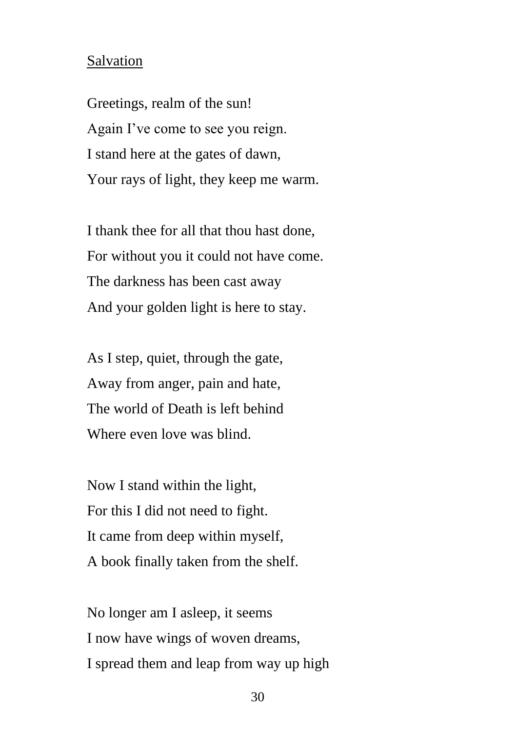## Salvation

Greetings, realm of the sun!  
Again I've come to see you reign.  
I stand here at the gates of dawn,  
Your rays of light, they keep me warm.

I thank thee for all that thou hast done,  
For without you it could not have come.  
The darkness has been cast away  
And your golden light is here to stay.

As I step, quiet, through the gate,  
Away from anger, pain and hate,  
The world of Death is left behind  
Where even love was blind.

Now I stand within the light,  
For this I did not need to fight.  
It came from deep within myself,  
A book finally taken from the shelf.

No longer am I asleep, it seems  
I now have wings of woven dreams,  
I spread them and leap from way up high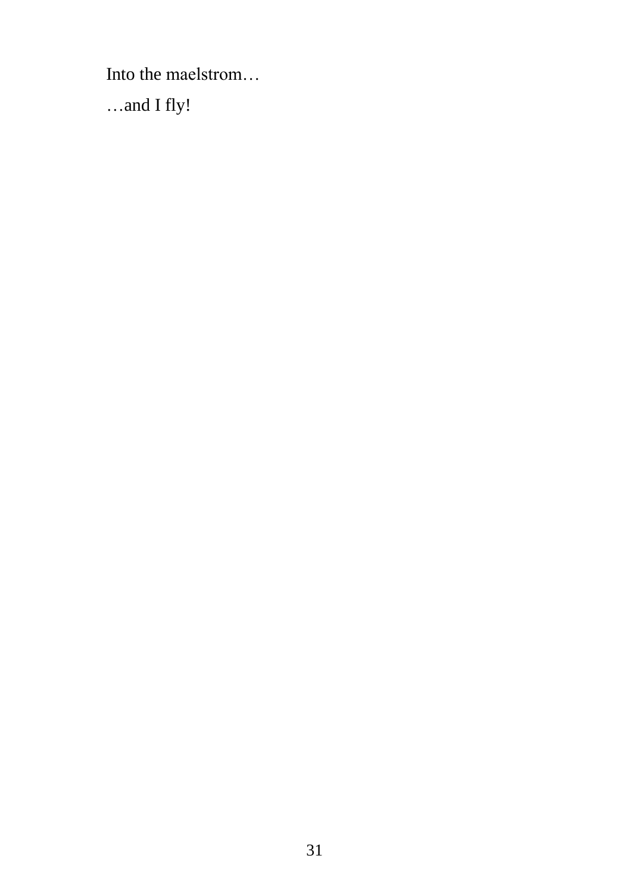Into the maelstrom…

…and I fly!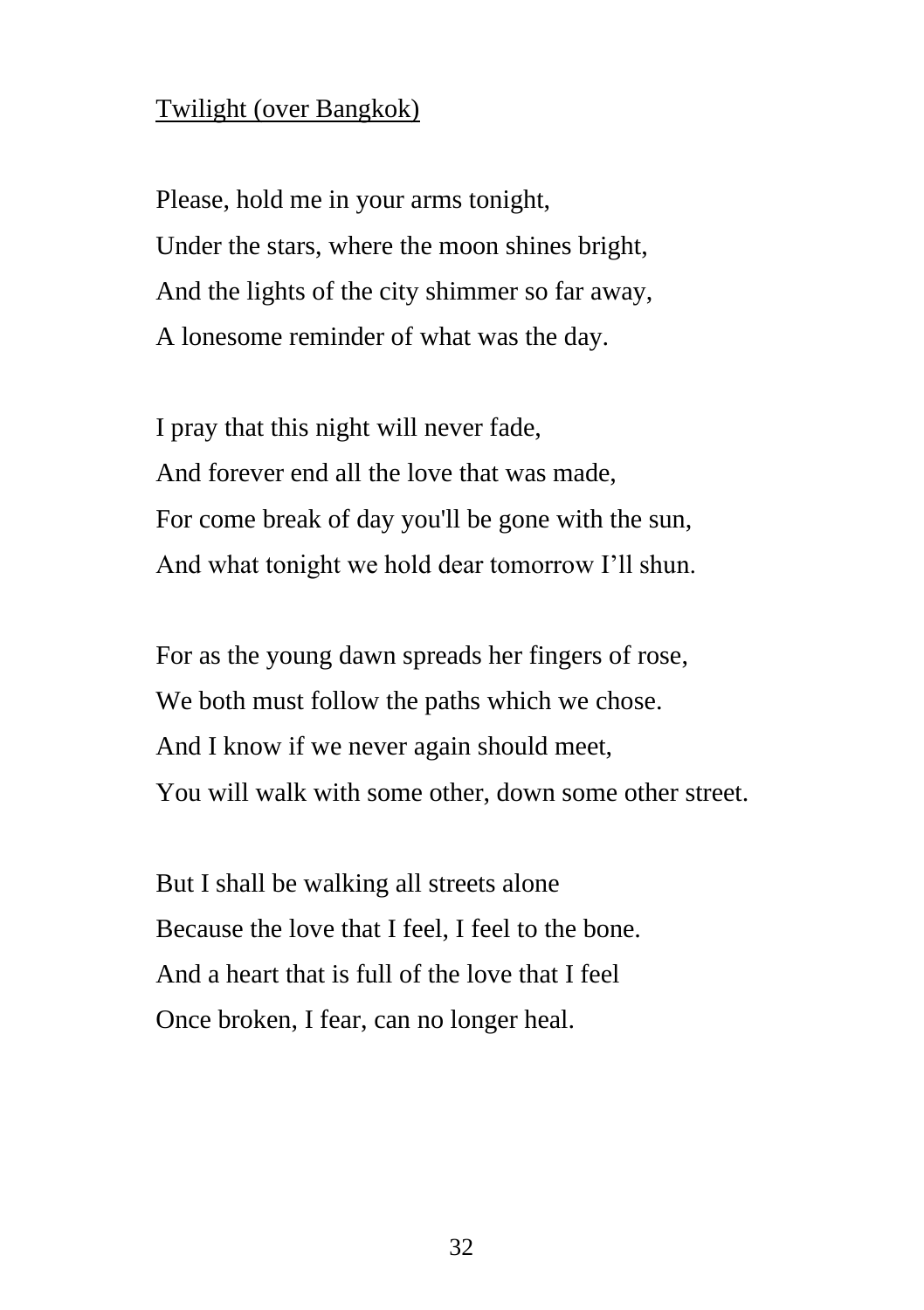## Twilight (over Bangkok)

Please, hold me in your arms tonight,  
Under the stars, where the moon shines bright,  
And the lights of the city shimmer so far away,  
A lonesome reminder of what was the day.

I pray that this night will never fade,  
And forever end all the love that was made,  
For come break of day you'll be gone with the sun,  
And what tonight we hold dear tomorrow I'll shun.

For as the young dawn spreads her fingers of rose,  
We both must follow the paths which we chose.  
And I know if we never again should meet,  
You will walk with some other, down some other street.

But I shall be walking all streets alone  
Because the love that I feel, I feel to the bone.  
And a heart that is full of the love that I feel  
Once broken, I fear, can no longer heal.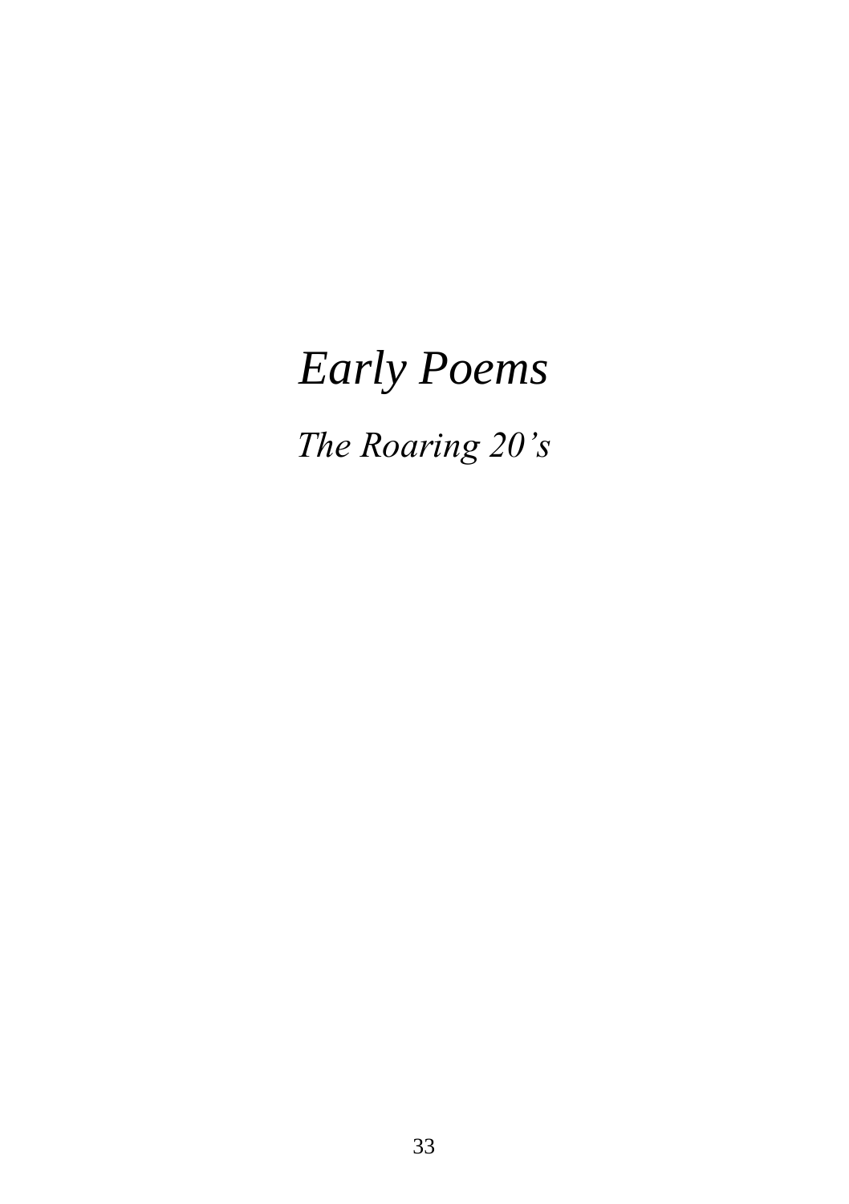# *Early Poems*

## *The Roaring 20's*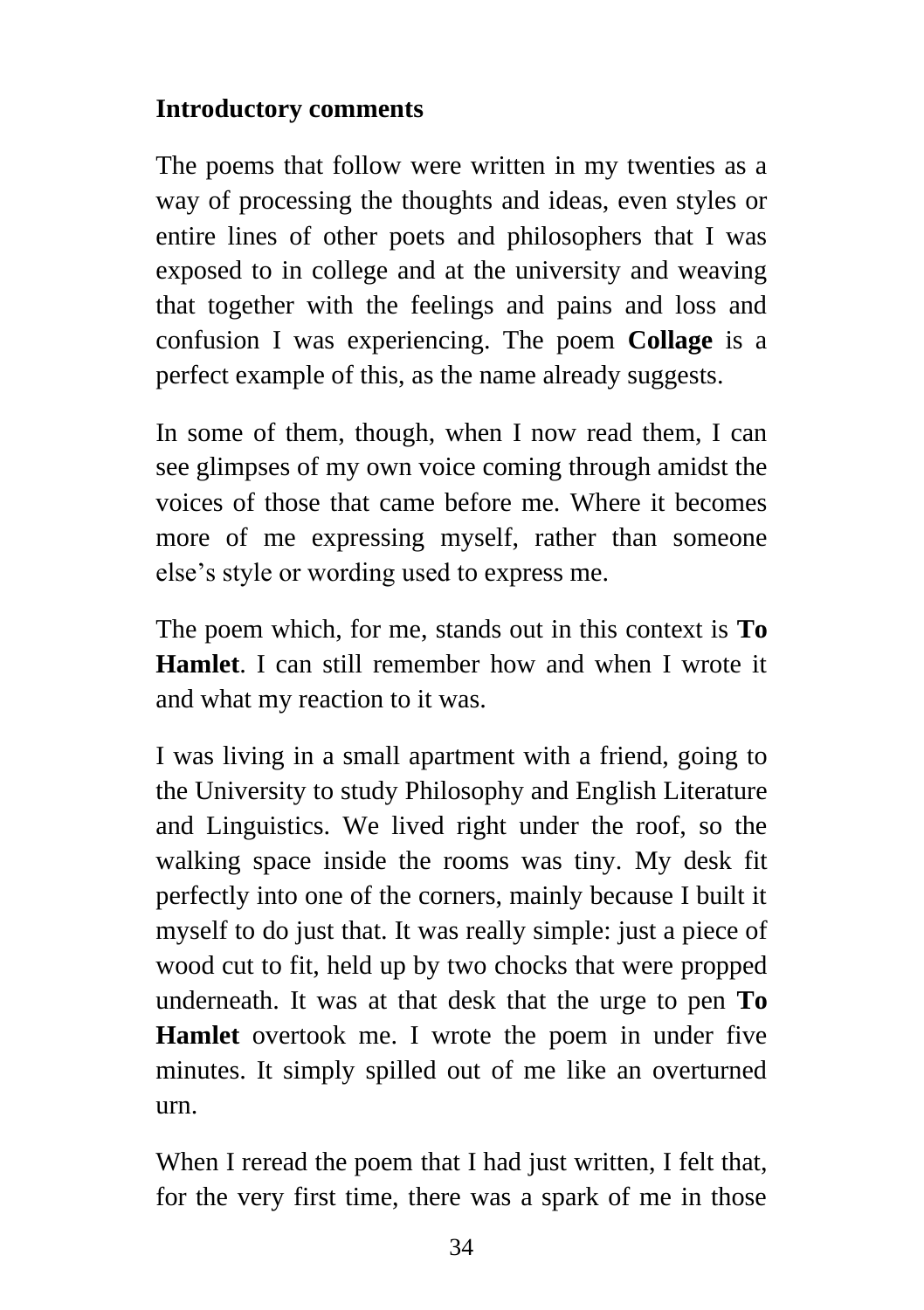## Introductory comments

The poems that follow were written in my twenties as a way of processing the thoughts and ideas, even styles or entire lines of other poets and philosophers that I was exposed to in college and at the university and weaving that together with the feelings and pains and loss and confusion I was experiencing. The poem **Collage** is a perfect example of this, as the name already suggests.

In some of them, though, when I now read them, I can see glimpses of my own voice coming through amidst the voices of those that came before me. Where it becomes more of me expressing myself, rather than someone else's style or wording used to express me.

The poem which, for me, stands out in this context is **To Hamlet**. I can still remember how and when I wrote it and what my reaction to it was.

I was living in a small apartment with a friend, going to the University to study Philosophy and English Literature and Linguistics. We lived right under the roof, so the walking space inside the rooms was tiny. My desk fit perfectly into one of the corners, mainly because I built it myself to do just that. It was really simple: just a piece of wood cut to fit, held up by two chocks that were propped underneath. It was at that desk that the urge to pen **To Hamlet** overtook me. I wrote the poem in under five minutes. It simply spilled out of me like an overturned urn.

When I reread the poem that I had just written, I felt that, for the very first time, there was a spark of me in those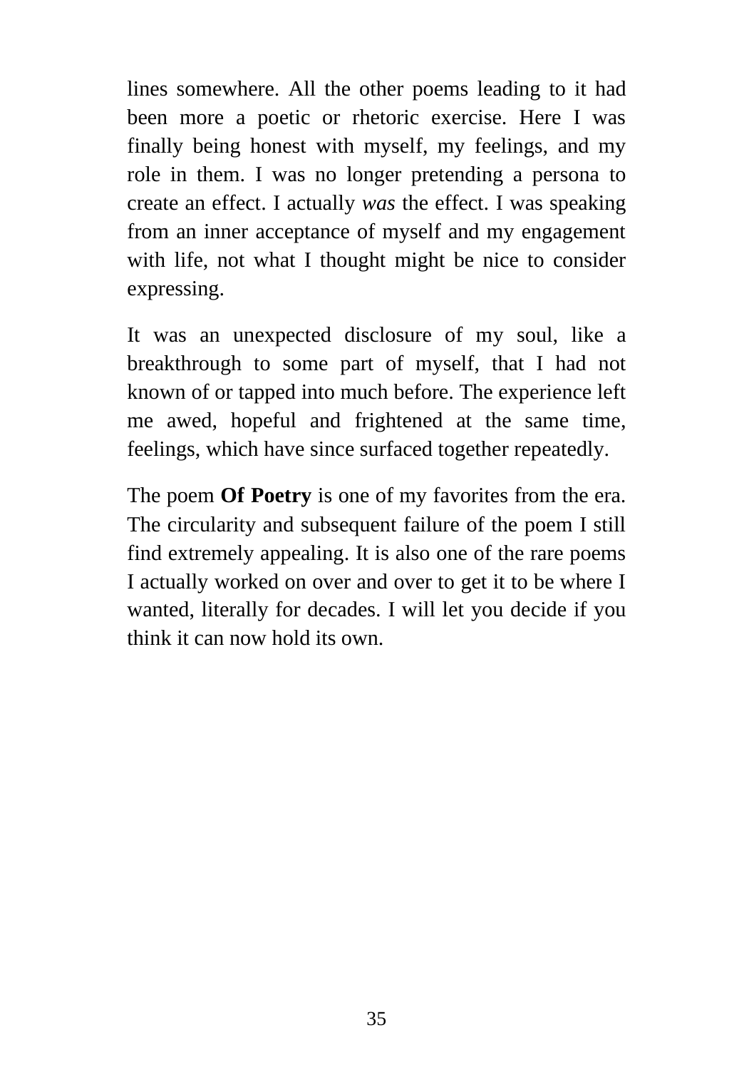lines somewhere. All the other poems leading to it had been more a poetic or rhetoric exercise. Here I was finally being honest with myself, my feelings, and my role in them. I was no longer pretending a persona to create an effect. I actually *was* the effect. I was speaking from an inner acceptance of myself and my engagement with life, not what I thought might be nice to consider expressing.

It was an unexpected disclosure of my soul, like a breakthrough to some part of myself, that I had not known of or tapped into much before. The experience left me awed, hopeful and frightened at the same time, feelings, which have since surfaced together repeatedly.

The poem **Of Poetry** is one of my favorites from the era. The circularity and subsequent failure of the poem I still find extremely appealing. It is also one of the rare poems I actually worked on over and over to get it to be where I wanted, literally for decades. I will let you decide if you think it can now hold its own.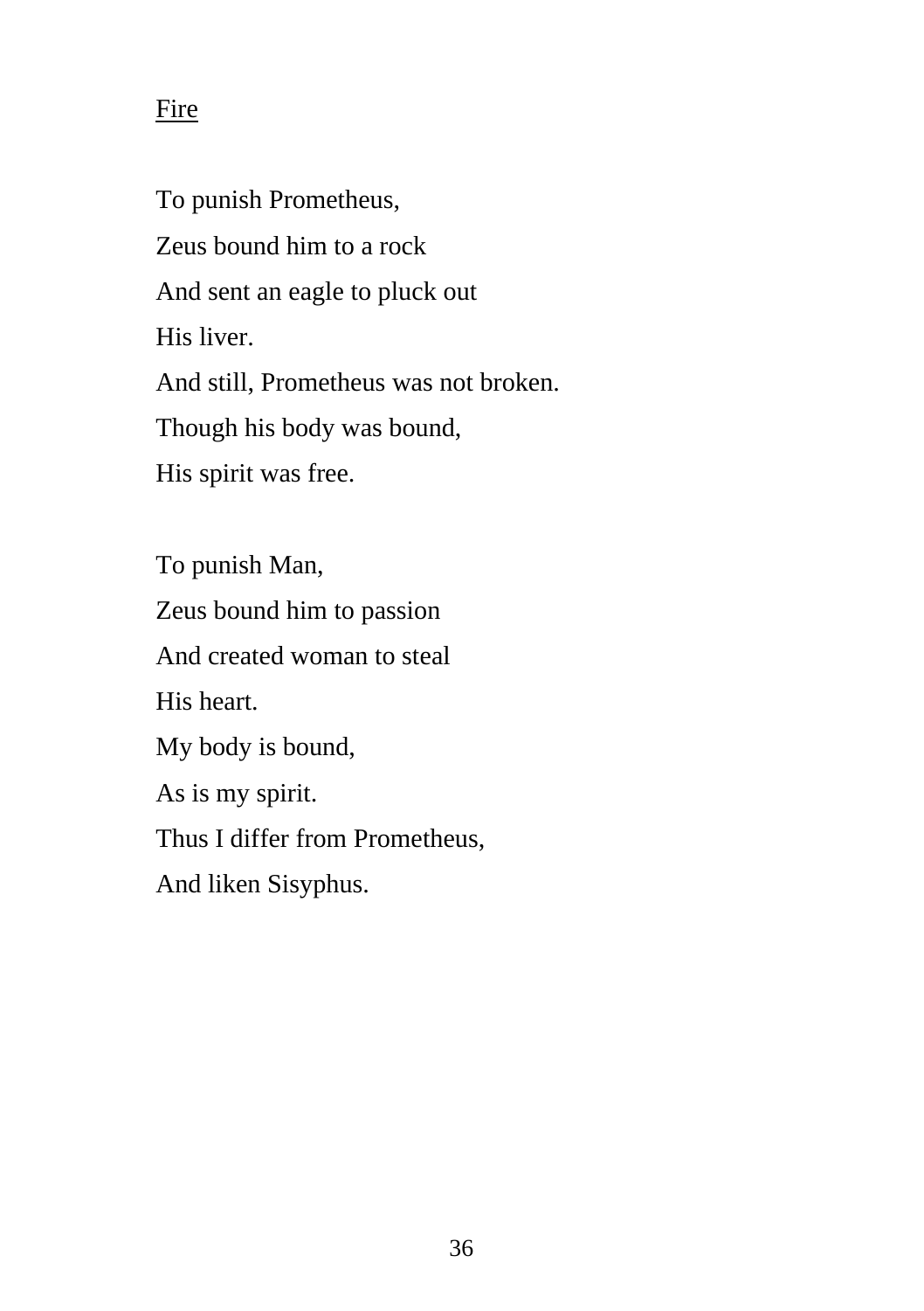## Fire

To punish Prometheus,
Zeus bound him to a rock
And sent an eagle to pluck out
His liver.
And still, Prometheus was not broken.
Though his body was bound,
His spirit was free.

To punish Man,
Zeus bound him to passion
And created woman to steal
His heart.
My body is bound,
As is my spirit.
Thus I differ from Prometheus,
And liken Sisyphus.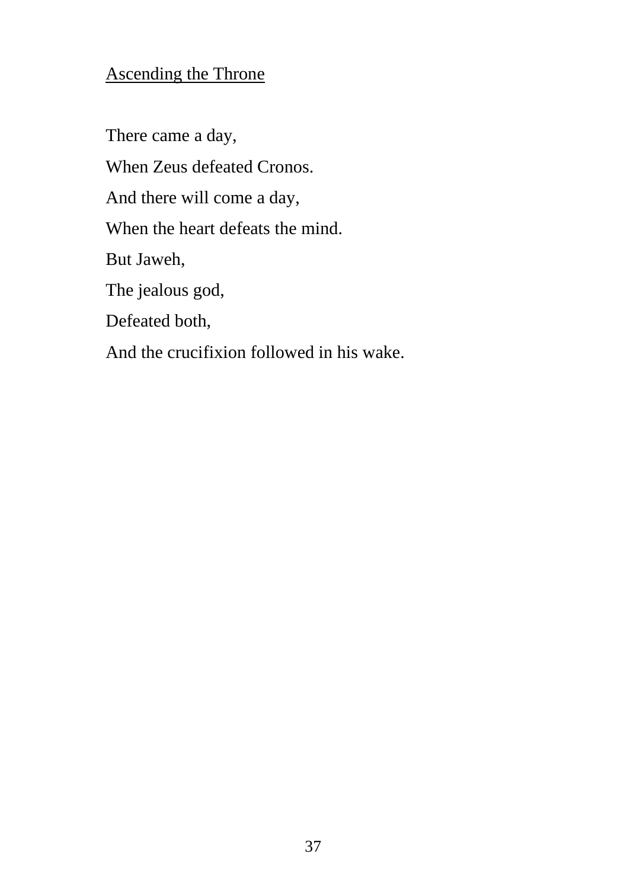## Ascending the Throne

There came a day,

When Zeus defeated Cronos.

And there will come a day,

When the heart defeats the mind.

But Jaweh,

The jealous god,

Defeated both,

And the crucifixion followed in his wake.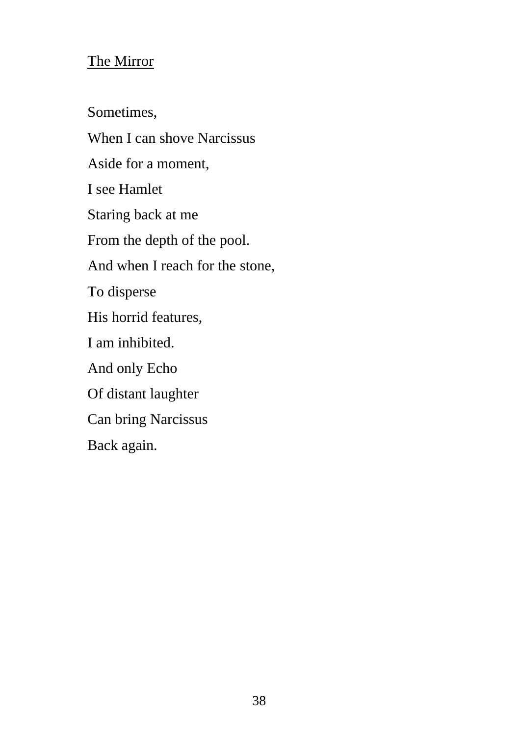The Mirror

Sometimes,  
When I can shove Narcissus  
Aside for a moment,  
I see Hamlet  
Staring back at me  
From the depth of the pool.  
And when I reach for the stone,  
To disperse  
His horrid features,  
I am inhibited.  
And only Echo  
Of distant laughter  
Can bring Narcissus  
Back again.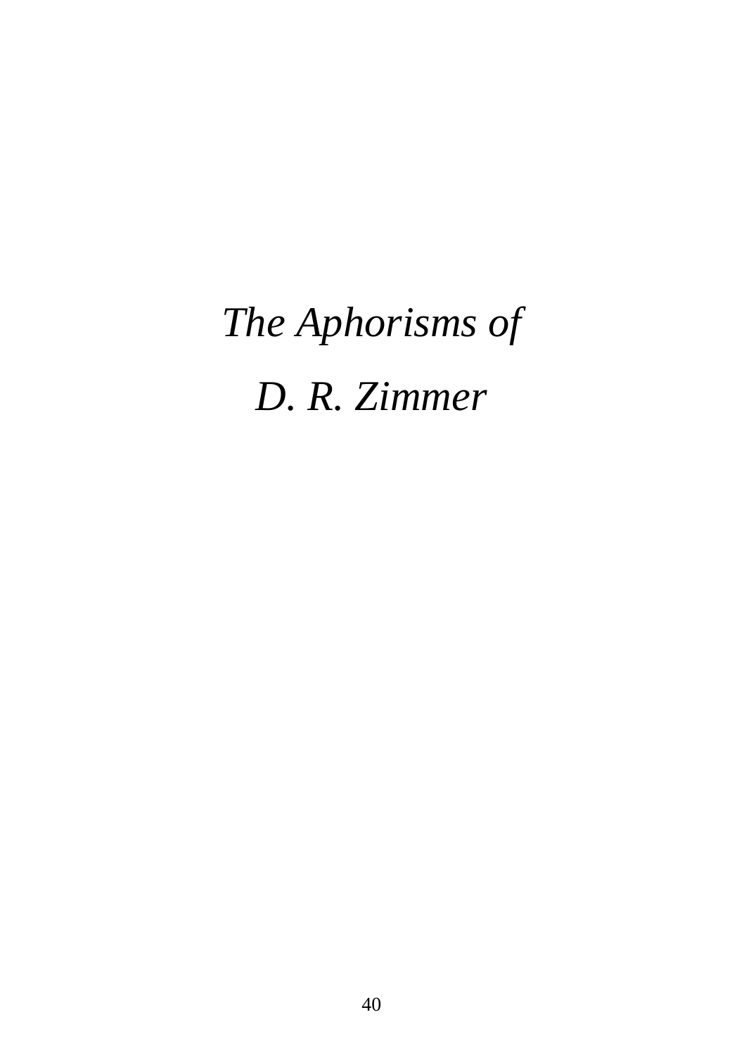# *The Aphorisms of D. R. Zimmer*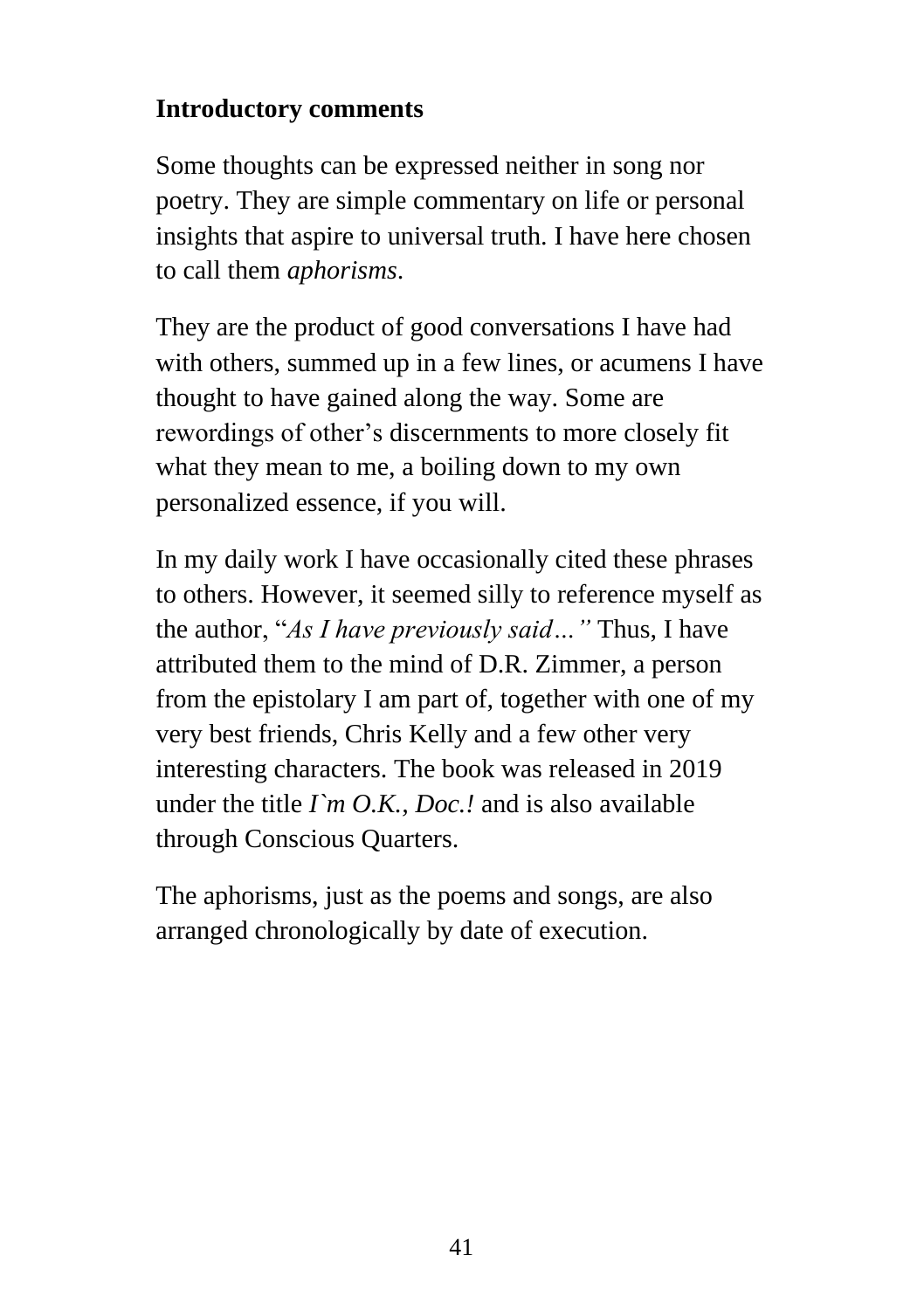**Introductory comments**

Some thoughts can be expressed neither in song nor poetry. They are simple commentary on life or personal insights that aspire to universal truth. I have here chosen to call them *aphorisms*.

They are the product of good conversations I have had with others, summed up in a few lines, or acumens I have thought to have gained along the way. Some are rewordings of other's discernments to more closely fit what they mean to me, a boiling down to my own personalized essence, if you will.

In my daily work I have occasionally cited these phrases to others. However, it seemed silly to reference myself as the author, "*As I have previously said…"* Thus, I have attributed them to the mind of D.R. Zimmer, a person from the epistolary I am part of, together with one of my very best friends, Chris Kelly and a few other very interesting characters. The book was released in 2019 under the title *I`m O.K., Doc.!* and is also available through Conscious Quarters.

The aphorisms, just as the poems and songs, are also arranged chronologically by date of execution.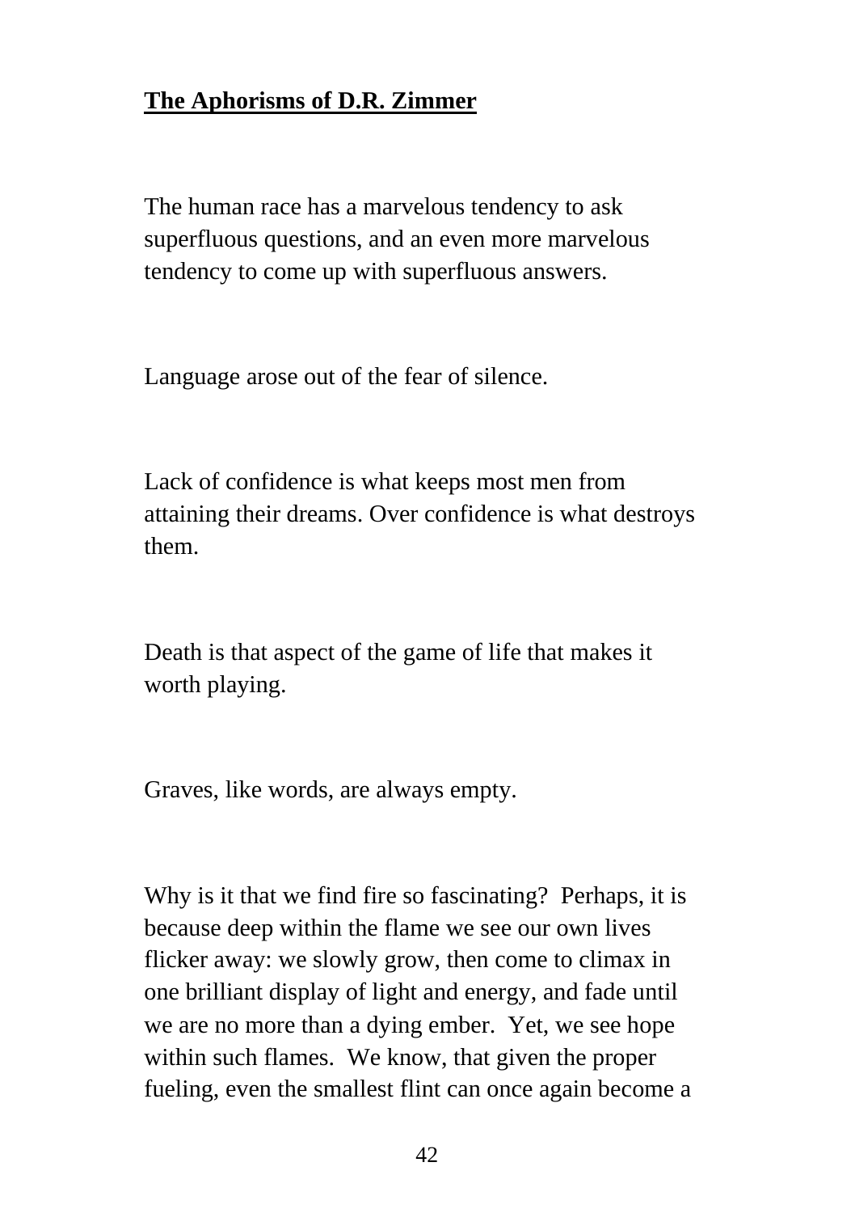**<u>The Aphorisms of D.R. Zimmer</u>**

The human race has a marvelous tendency to ask superfluous questions, and an even more marvelous tendency to come up with superfluous answers.

Language arose out of the fear of silence.

Lack of confidence is what keeps most men from attaining their dreams. Over confidence is what destroys them.

Death is that aspect of the game of life that makes it worth playing.

Graves, like words, are always empty.

Why is it that we find fire so fascinating? Perhaps, it is because deep within the flame we see our own lives flicker away: we slowly grow, then come to climax in one brilliant display of light and energy, and fade until we are no more than a dying ember. Yet, we see hope within such flames. We know, that given the proper fueling, even the smallest flint can once again become a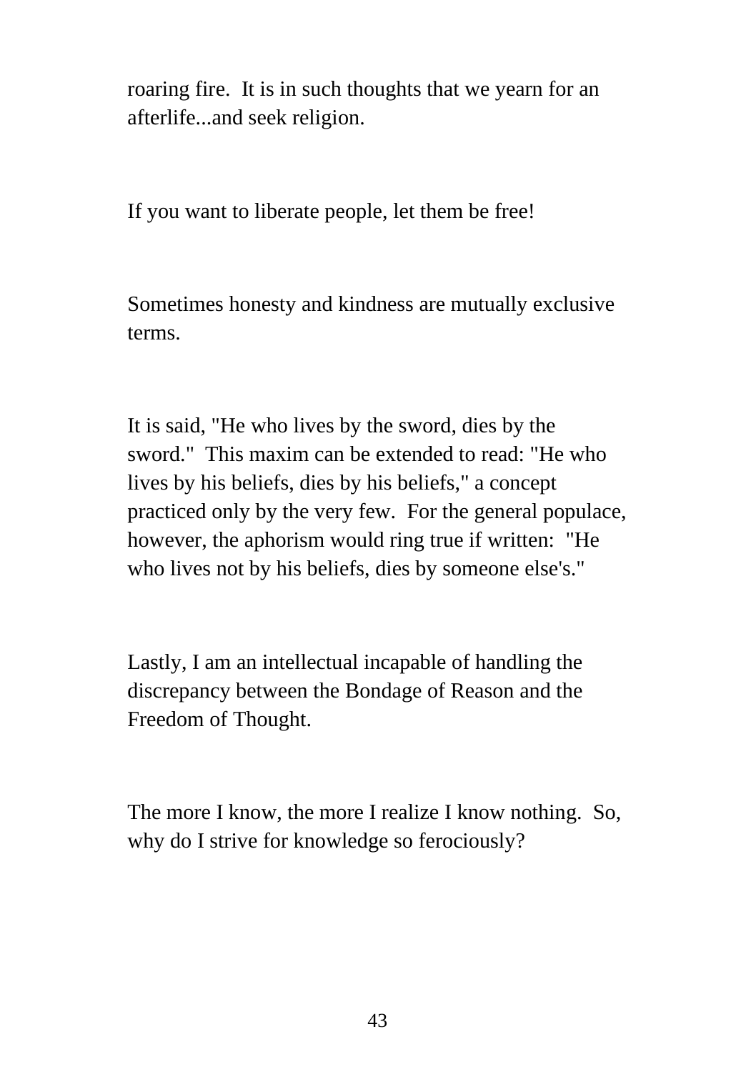roaring fire.  It is in such thoughts that we yearn for an afterlife...and seek religion.

If you want to liberate people, let them be free!

Sometimes honesty and kindness are mutually exclusive terms.

It is said, "He who lives by the sword, dies by the sword."  This maxim can be extended to read: "He who lives by his beliefs, dies by his beliefs," a concept practiced only by the very few.  For the general populace, however, the aphorism would ring true if written:  "He who lives not by his beliefs, dies by someone else's."

Lastly, I am an intellectual incapable of handling the discrepancy between the Bondage of Reason and the Freedom of Thought.

The more I know, the more I realize I know nothing.  So, why do I strive for knowledge so ferociously?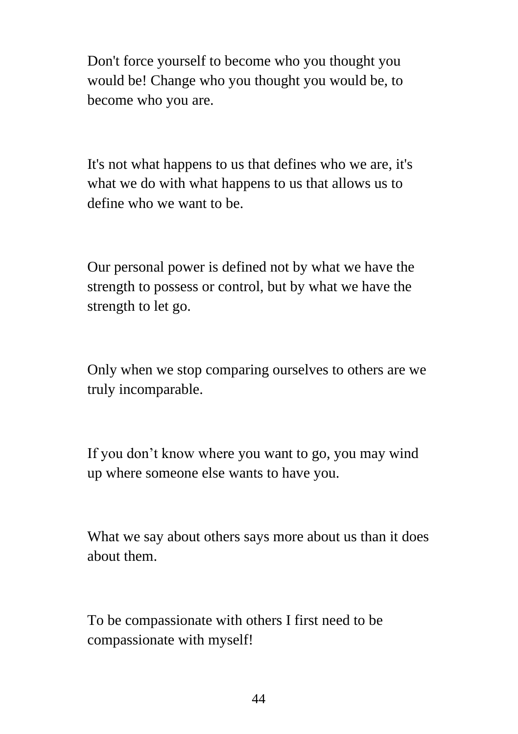Don't force yourself to become who you thought you would be! Change who you thought you would be, to become who you are.

It's not what happens to us that defines who we are, it's what we do with what happens to us that allows us to define who we want to be.

Our personal power is defined not by what we have the strength to possess or control, but by what we have the strength to let go.

Only when we stop comparing ourselves to others are we truly incomparable.

If you don't know where you want to go, you may wind up where someone else wants to have you.

What we say about others says more about us than it does about them.

To be compassionate with others I first need to be compassionate with myself!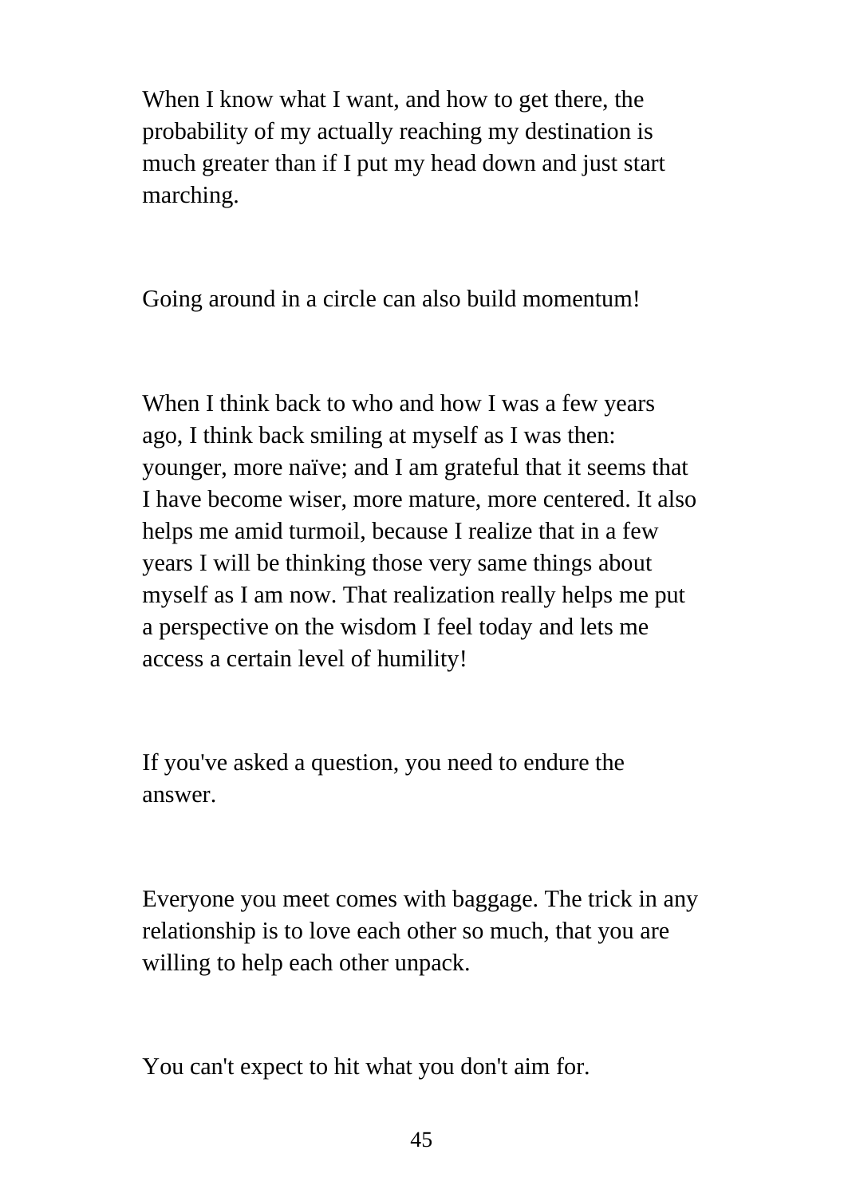When I know what I want, and how to get there, the probability of my actually reaching my destination is much greater than if I put my head down and just start marching.

Going around in a circle can also build momentum!

When I think back to who and how I was a few years ago, I think back smiling at myself as I was then: younger, more naïve; and I am grateful that it seems that I have become wiser, more mature, more centered. It also helps me amid turmoil, because I realize that in a few years I will be thinking those very same things about myself as I am now. That realization really helps me put a perspective on the wisdom I feel today and lets me access a certain level of humility!

If you've asked a question, you need to endure the answer.

Everyone you meet comes with baggage. The trick in any relationship is to love each other so much, that you are willing to help each other unpack.

You can't expect to hit what you don't aim for.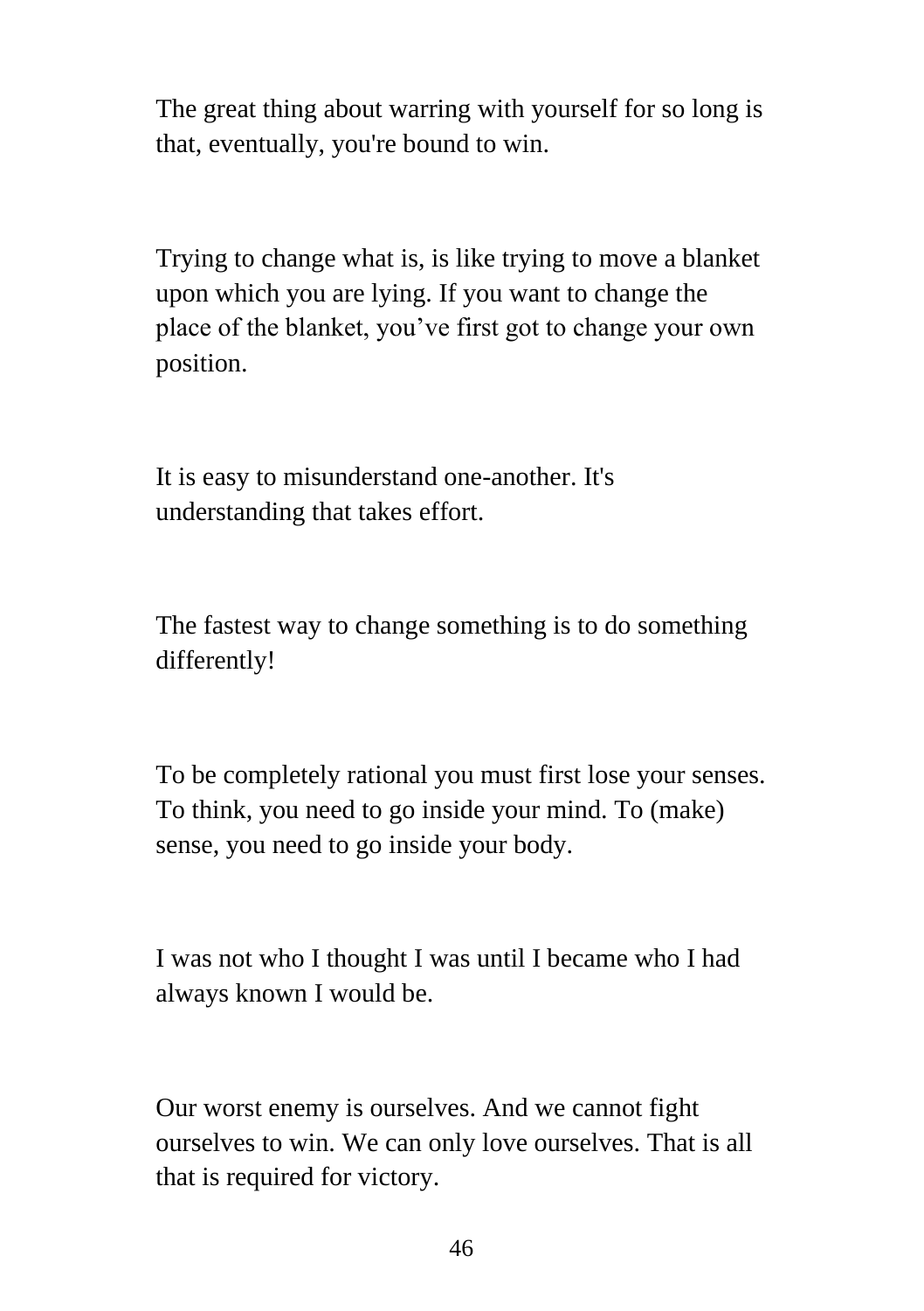The great thing about warring with yourself for so long is that, eventually, you're bound to win.

Trying to change what is, is like trying to move a blanket upon which you are lying. If you want to change the place of the blanket, you’ve first got to change your own position.

It is easy to misunderstand one-another. It's understanding that takes effort.

The fastest way to change something is to do something differently!

To be completely rational you must first lose your senses. To think, you need to go inside your mind. To (make) sense, you need to go inside your body.

I was not who I thought I was until I became who I had always known I would be.

Our worst enemy is ourselves. And we cannot fight ourselves to win. We can only love ourselves. That is all that is required for victory.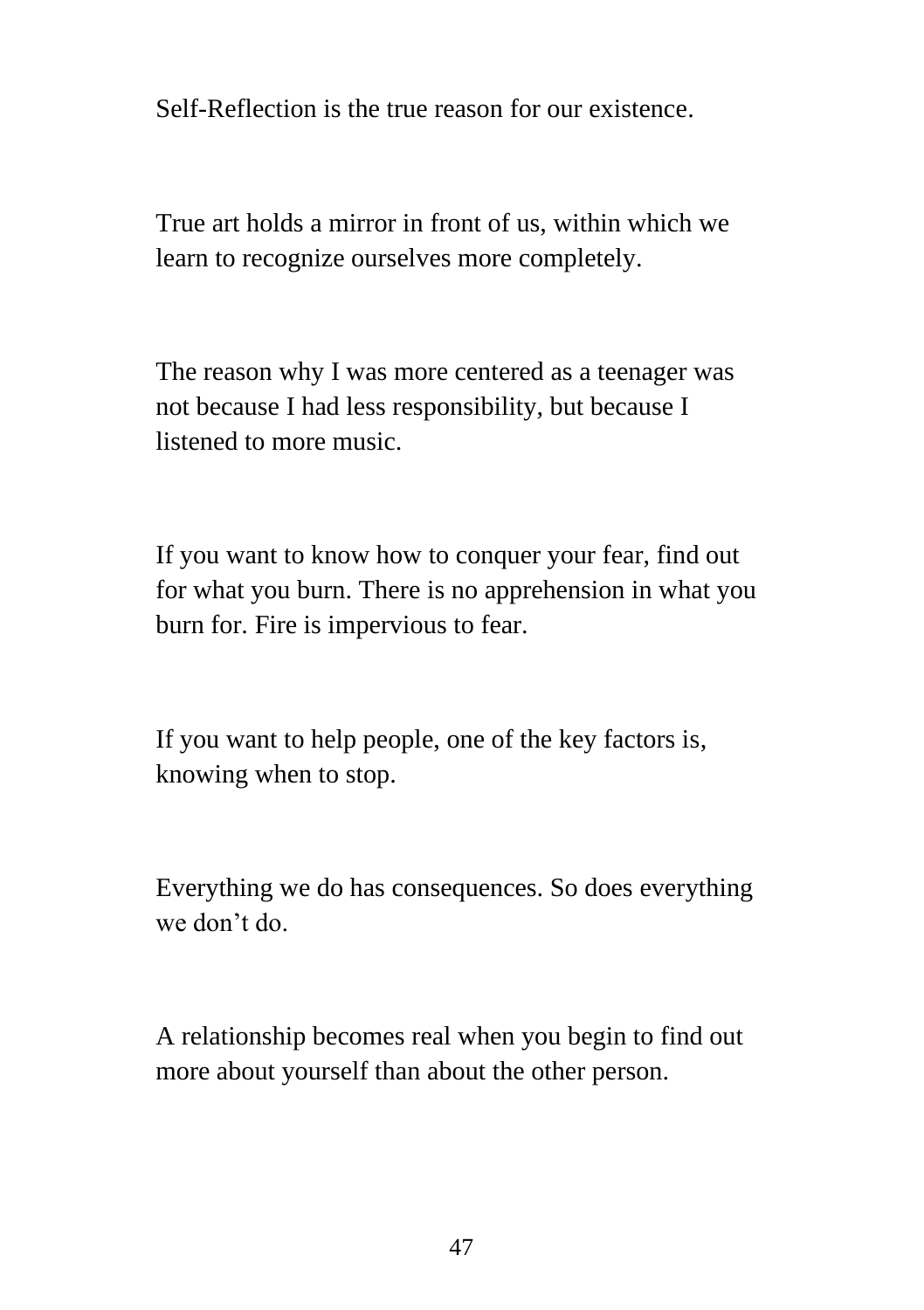Self-Reflection is the true reason for our existence.

True art holds a mirror in front of us, within which we learn to recognize ourselves more completely.

The reason why I was more centered as a teenager was not because I had less responsibility, but because I listened to more music.

If you want to know how to conquer your fear, find out for what you burn. There is no apprehension in what you burn for. Fire is impervious to fear.

If you want to help people, one of the key factors is, knowing when to stop.

Everything we do has consequences. So does everything we don’t do.

A relationship becomes real when you begin to find out more about yourself than about the other person.